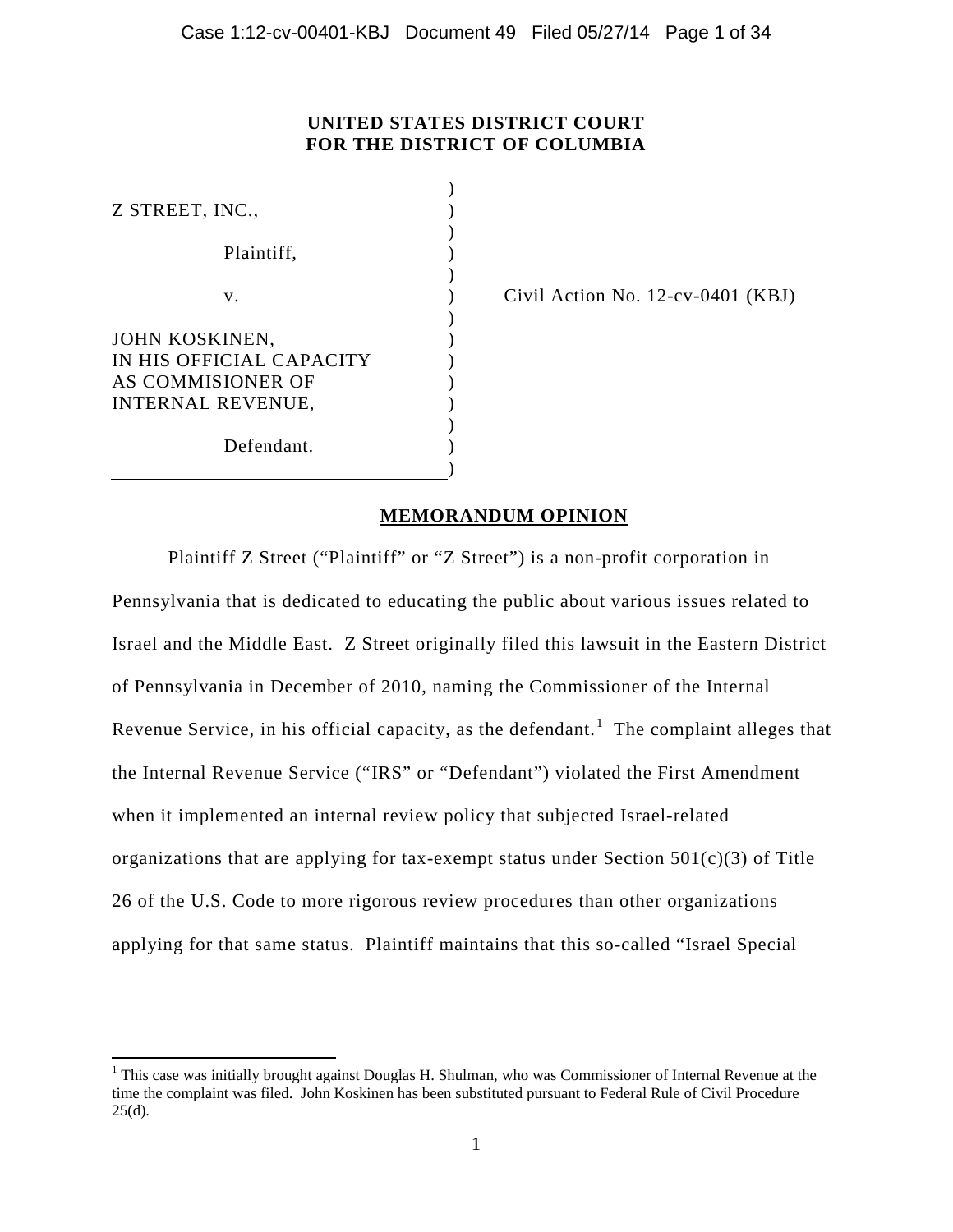**UNITED STATES DISTRICT COURT**
**FOR THE DISTRICT OF COLUMBIA**

| | | |
|---|---|---|
| Z STREET, INC., Plaintiff, | ) | |
| v. | ) | Civil Action No. 12-cv-0401 (KBJ) |
| JOHN KOSKINEN, IN HIS OFFICIAL CAPACITY AS COMMISIONER OF INTERNAL REVENUE, Defendant. | ) | |

## MEMORANDUM OPINION

Plaintiff Z Street ("Plaintiff" or "Z Street") is a non-profit corporation in Pennsylvania that is dedicated to educating the public about various issues related to Israel and the Middle East. Z Street originally filed this lawsuit in the Eastern District of Pennsylvania in December of 2010, naming the Commissioner of the Internal Revenue Service, in his official capacity, as the defendant.[1] The complaint alleges that the Internal Revenue Service ("IRS" or "Defendant") violated the First Amendment when it implemented an internal review policy that subjected Israel-related organizations that are applying for tax-exempt status under Section 501(c)(3) of Title 26 of the U.S. Code to more rigorous review procedures than other organizations applying for that same status. Plaintiff maintains that this so-called "Israel Special

---

[1] This case was initially brought against Douglas H. Shulman, who was Commissioner of Internal Revenue at the time the complaint was filed. John Koskinen has been substituted pursuant to Federal Rule of Civil Procedure 25(d).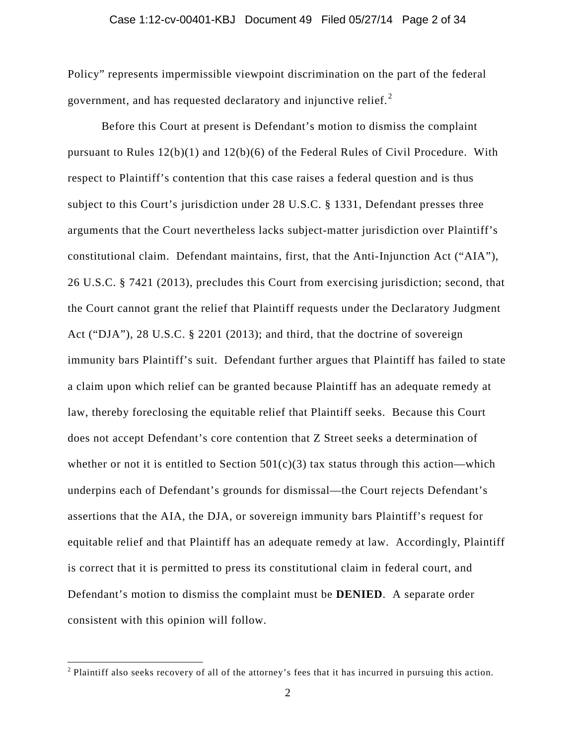Policy" represents impermissible viewpoint discrimination on the part of the federal government, and has requested declaratory and injunctive relief.[2]

Before this Court at present is Defendant's motion to dismiss the complaint pursuant to Rules 12(b)(1) and 12(b)(6) of the Federal Rules of Civil Procedure. With respect to Plaintiff's contention that this case raises a federal question and is thus subject to this Court's jurisdiction under 28 U.S.C. § 1331, Defendant presses three arguments that the Court nevertheless lacks subject-matter jurisdiction over Plaintiff's constitutional claim. Defendant maintains, first, that the Anti-Injunction Act ("AIA"), 26 U.S.C. § 7421 (2013), precludes this Court from exercising jurisdiction; second, that the Court cannot grant the relief that Plaintiff requests under the Declaratory Judgment Act ("DJA"), 28 U.S.C. § 2201 (2013); and third, that the doctrine of sovereign immunity bars Plaintiff's suit. Defendant further argues that Plaintiff has failed to state a claim upon which relief can be granted because Plaintiff has an adequate remedy at law, thereby foreclosing the equitable relief that Plaintiff seeks. Because this Court does not accept Defendant's core contention that Z Street seeks a determination of whether or not it is entitled to Section 501(c)(3) tax status through this action—which underpins each of Defendant's grounds for dismissal—the Court rejects Defendant's assertions that the AIA, the DJA, or sovereign immunity bars Plaintiff's request for equitable relief and that Plaintiff has an adequate remedy at law. Accordingly, Plaintiff is correct that it is permitted to press its constitutional claim in federal court, and Defendant's motion to dismiss the complaint must be **DENIED**. A separate order consistent with this opinion will follow.

---

[2] Plaintiff also seeks recovery of all of the attorney's fees that it has incurred in pursuing this action.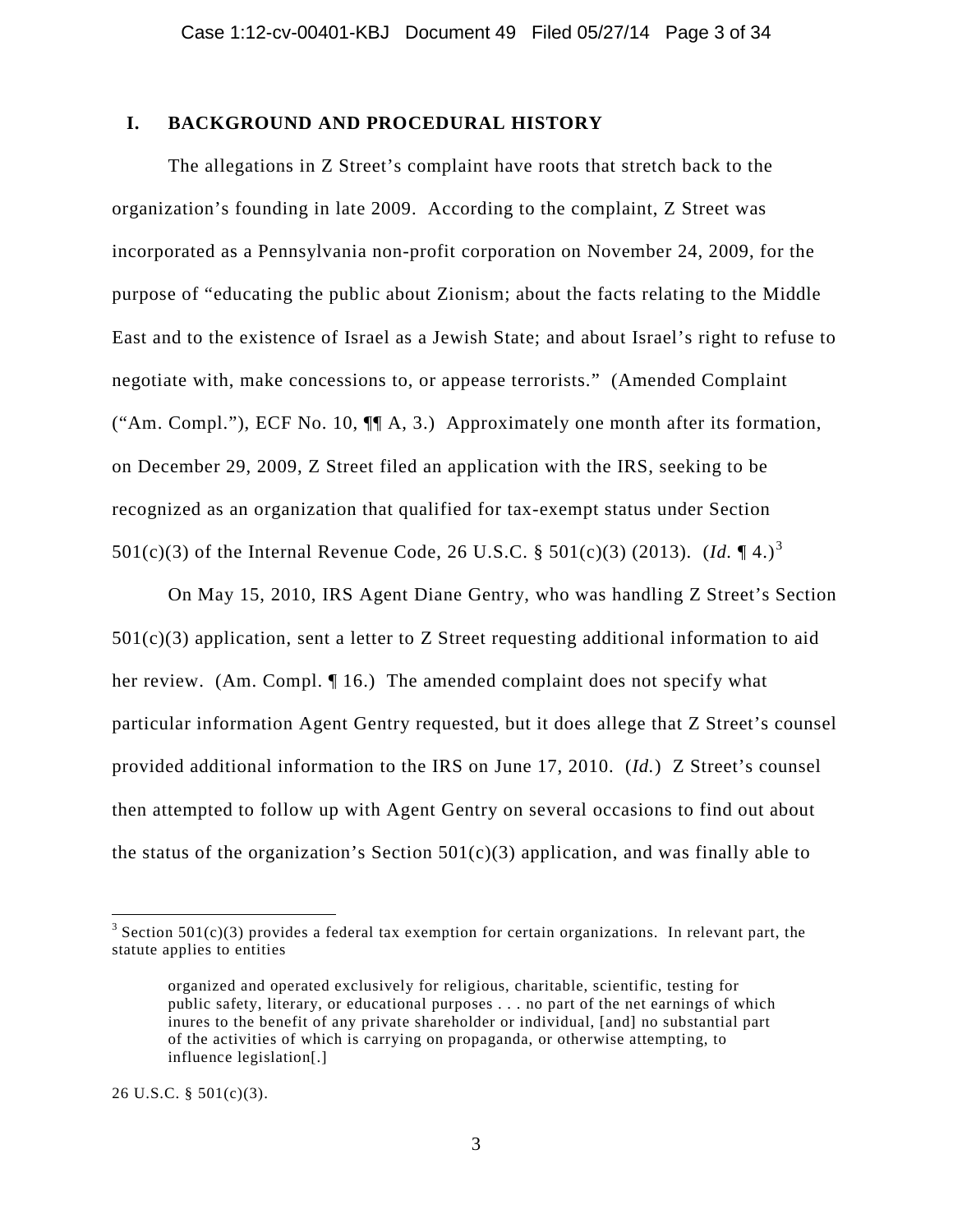## I. BACKGROUND AND PROCEDURAL HISTORY

The allegations in Z Street's complaint have roots that stretch back to the organization's founding in late 2009. According to the complaint, Z Street was incorporated as a Pennsylvania non-profit corporation on November 24, 2009, for the purpose of "educating the public about Zionism; about the facts relating to the Middle East and to the existence of Israel as a Jewish State; and about Israel's right to refuse to negotiate with, make concessions to, or appease terrorists." (Amended Complaint ("Am. Compl."), ECF No. 10, ¶¶ A, 3.) Approximately one month after its formation, on December 29, 2009, Z Street filed an application with the IRS, seeking to be recognized as an organization that qualified for tax-exempt status under Section 501(c)(3) of the Internal Revenue Code, 26 U.S.C. § 501(c)(3) (2013). (*Id.* ¶ 4.)[3]

On May 15, 2010, IRS Agent Diane Gentry, who was handling Z Street's Section 501(c)(3) application, sent a letter to Z Street requesting additional information to aid her review. (Am. Compl. ¶ 16.) The amended complaint does not specify what particular information Agent Gentry requested, but it does allege that Z Street's counsel provided additional information to the IRS on June 17, 2010. (*Id.*) Z Street's counsel then attempted to follow up with Agent Gentry on several occasions to find out about the status of the organization's Section 501(c)(3) application, and was finally able to

---

[3] Section 501(c)(3) provides a federal tax exemption for certain organizations. In relevant part, the statute applies to entities

> organized and operated exclusively for religious, charitable, scientific, testing for public safety, literary, or educational purposes . . . no part of the net earnings of which inures to the benefit of any private shareholder or individual, [and] no substantial part of the activities of which is carrying on propaganda, or otherwise attempting, to influence legislation[.]

26 U.S.C. § 501(c)(3).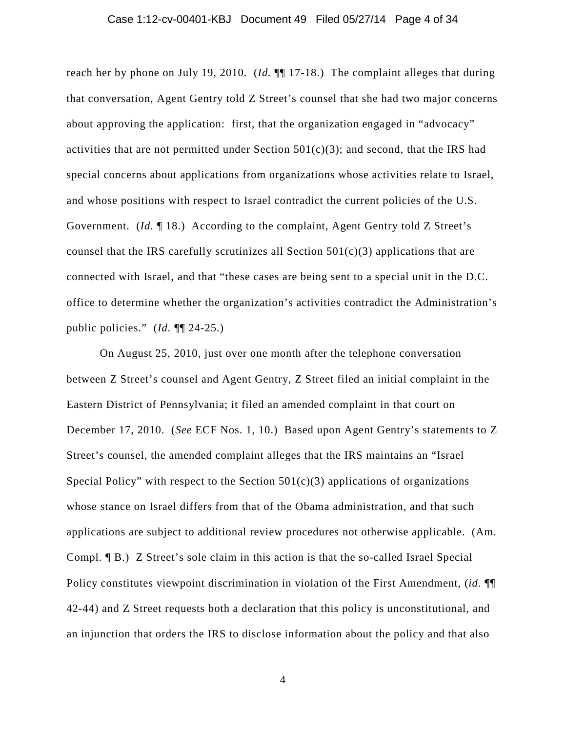reach her by phone on July 19, 2010. (*Id.* ¶¶ 17-18.) The complaint alleges that during that conversation, Agent Gentry told Z Street's counsel that she had two major concerns about approving the application: first, that the organization engaged in "advocacy" activities that are not permitted under Section 501(c)(3); and second, that the IRS had special concerns about applications from organizations whose activities relate to Israel, and whose positions with respect to Israel contradict the current policies of the U.S. Government. (*Id.* ¶ 18.) According to the complaint, Agent Gentry told Z Street's counsel that the IRS carefully scrutinizes all Section 501(c)(3) applications that are connected with Israel, and that "these cases are being sent to a special unit in the D.C. office to determine whether the organization's activities contradict the Administration's public policies." (*Id.* ¶¶ 24-25.)

On August 25, 2010, just over one month after the telephone conversation between Z Street's counsel and Agent Gentry, Z Street filed an initial complaint in the Eastern District of Pennsylvania; it filed an amended complaint in that court on December 17, 2010. (*See* ECF Nos. 1, 10.) Based upon Agent Gentry's statements to Z Street's counsel, the amended complaint alleges that the IRS maintains an "Israel Special Policy" with respect to the Section 501(c)(3) applications of organizations whose stance on Israel differs from that of the Obama administration, and that such applications are subject to additional review procedures not otherwise applicable. (Am. Compl. ¶ B.) Z Street's sole claim in this action is that the so-called Israel Special Policy constitutes viewpoint discrimination in violation of the First Amendment, (*id.* ¶¶ 42-44) and Z Street requests both a declaration that this policy is unconstitutional, and an injunction that orders the IRS to disclose information about the policy and that also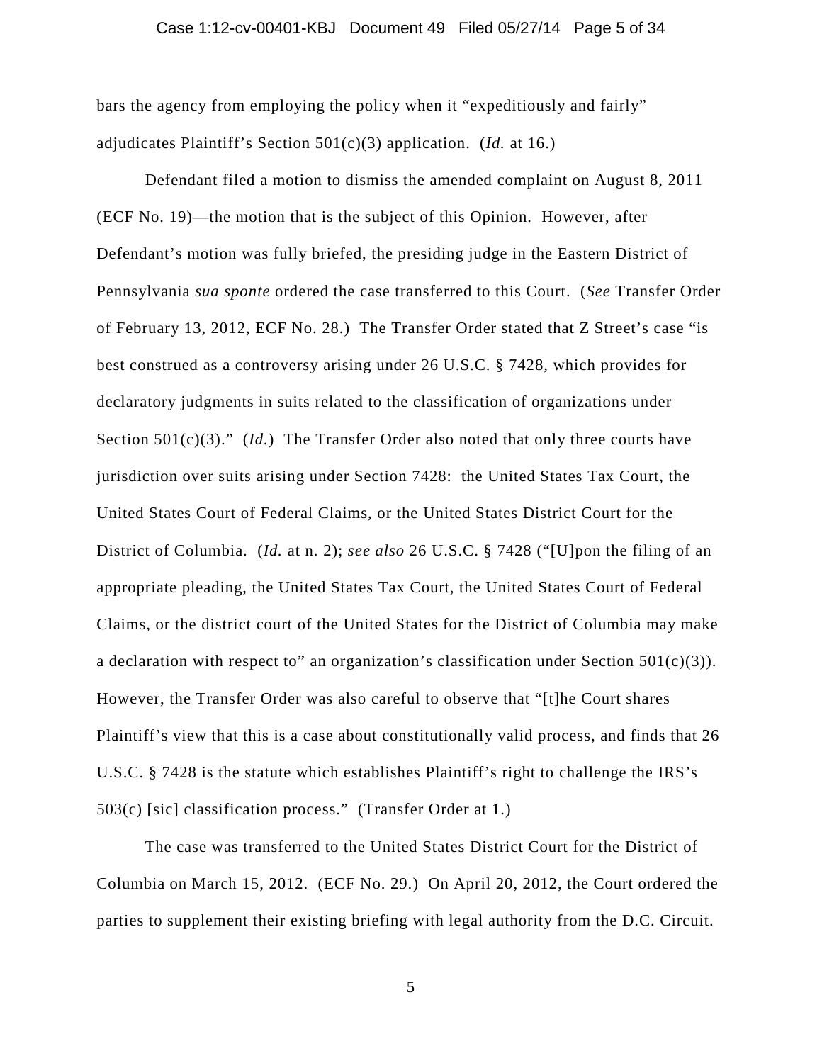bars the agency from employing the policy when it "expeditiously and fairly" adjudicates Plaintiff's Section 501(c)(3) application. (*Id.* at 16.)

Defendant filed a motion to dismiss the amended complaint on August 8, 2011 (ECF No. 19)—the motion that is the subject of this Opinion. However, after Defendant's motion was fully briefed, the presiding judge in the Eastern District of Pennsylvania *sua sponte* ordered the case transferred to this Court. (*See* Transfer Order of February 13, 2012, ECF No. 28.) The Transfer Order stated that Z Street's case "is best construed as a controversy arising under 26 U.S.C. § 7428, which provides for declaratory judgments in suits related to the classification of organizations under Section 501(c)(3)." (*Id.*) The Transfer Order also noted that only three courts have jurisdiction over suits arising under Section 7428: the United States Tax Court, the United States Court of Federal Claims, or the United States District Court for the District of Columbia. (*Id.* at n. 2); *see also* 26 U.S.C. § 7428 ("[U]pon the filing of an appropriate pleading, the United States Tax Court, the United States Court of Federal Claims, or the district court of the United States for the District of Columbia may make a declaration with respect to" an organization's classification under Section 501(c)(3)). However, the Transfer Order was also careful to observe that "[t]he Court shares Plaintiff's view that this is a case about constitutionally valid process, and finds that 26 U.S.C. § 7428 is the statute which establishes Plaintiff's right to challenge the IRS's 503(c) [sic] classification process." (Transfer Order at 1.)

The case was transferred to the United States District Court for the District of Columbia on March 15, 2012. (ECF No. 29.) On April 20, 2012, the Court ordered the parties to supplement their existing briefing with legal authority from the D.C. Circuit.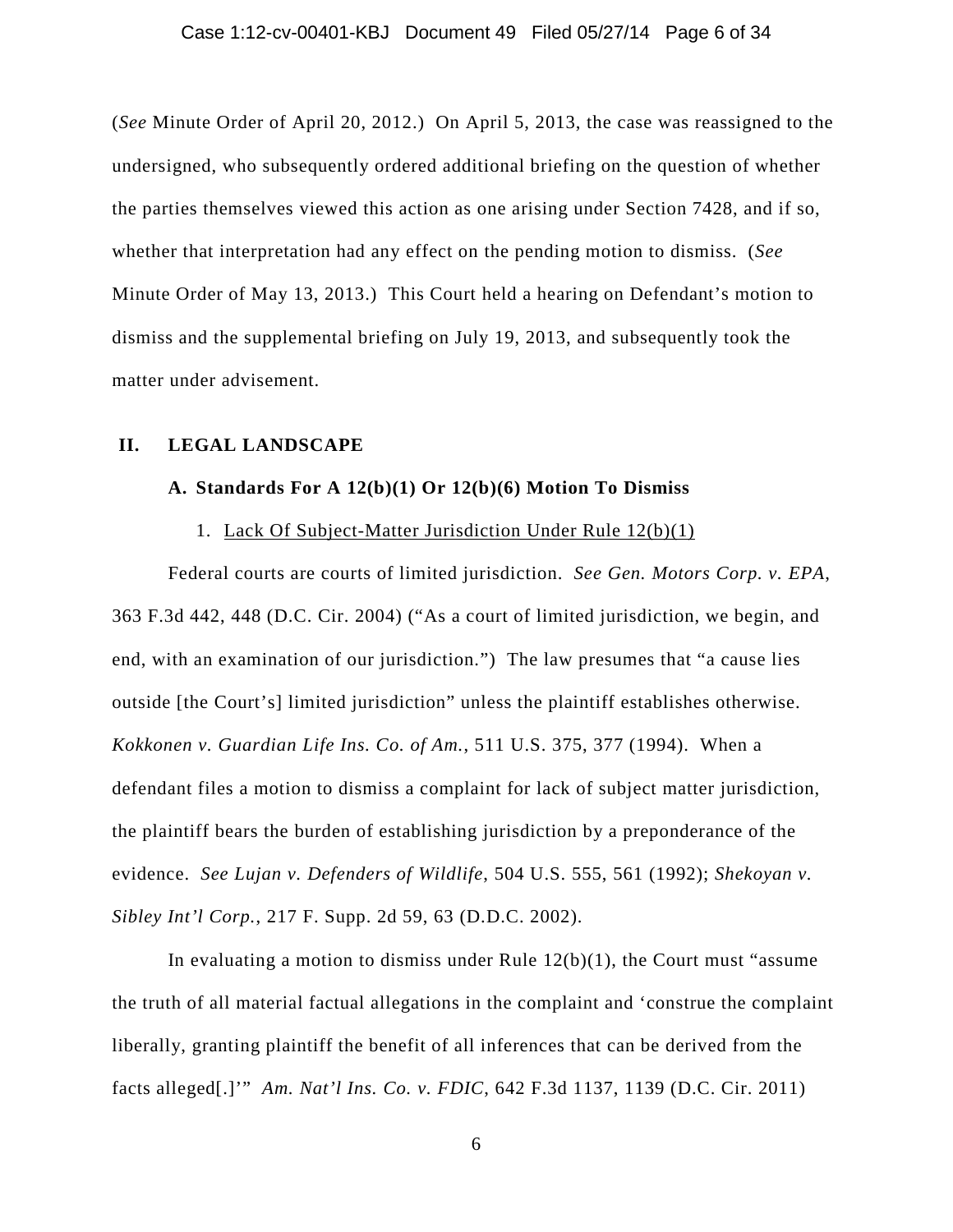(*See* Minute Order of April 20, 2012.) On April 5, 2013, the case was reassigned to the undersigned, who subsequently ordered additional briefing on the question of whether the parties themselves viewed this action as one arising under Section 7428, and if so, whether that interpretation had any effect on the pending motion to dismiss. (*See* Minute Order of May 13, 2013.) This Court held a hearing on Defendant's motion to dismiss and the supplemental briefing on July 19, 2013, and subsequently took the matter under advisement.

## II. LEGAL LANDSCAPE

### A. Standards For A 12(b)(1) Or 12(b)(6) Motion To Dismiss

#### 1. Lack Of Subject-Matter Jurisdiction Under Rule 12(b)(1)

Federal courts are courts of limited jurisdiction. *See Gen. Motors Corp. v. EPA*, 363 F.3d 442, 448 (D.C. Cir. 2004) ("As a court of limited jurisdiction, we begin, and end, with an examination of our jurisdiction.") The law presumes that "a cause lies outside [the Court's] limited jurisdiction" unless the plaintiff establishes otherwise. *Kokkonen v. Guardian Life Ins. Co. of Am.*, 511 U.S. 375, 377 (1994). When a defendant files a motion to dismiss a complaint for lack of subject matter jurisdiction, the plaintiff bears the burden of establishing jurisdiction by a preponderance of the evidence. *See Lujan v. Defenders of Wildlife*, 504 U.S. 555, 561 (1992); *Shekoyan v. Sibley Int'l Corp.*, 217 F. Supp. 2d 59, 63 (D.D.C. 2002).

In evaluating a motion to dismiss under Rule 12(b)(1), the Court must "assume the truth of all material factual allegations in the complaint and 'construe the complaint liberally, granting plaintiff the benefit of all inferences that can be derived from the facts alleged[.]'" *Am. Nat'l Ins. Co. v. FDIC*, 642 F.3d 1137, 1139 (D.C. Cir. 2011)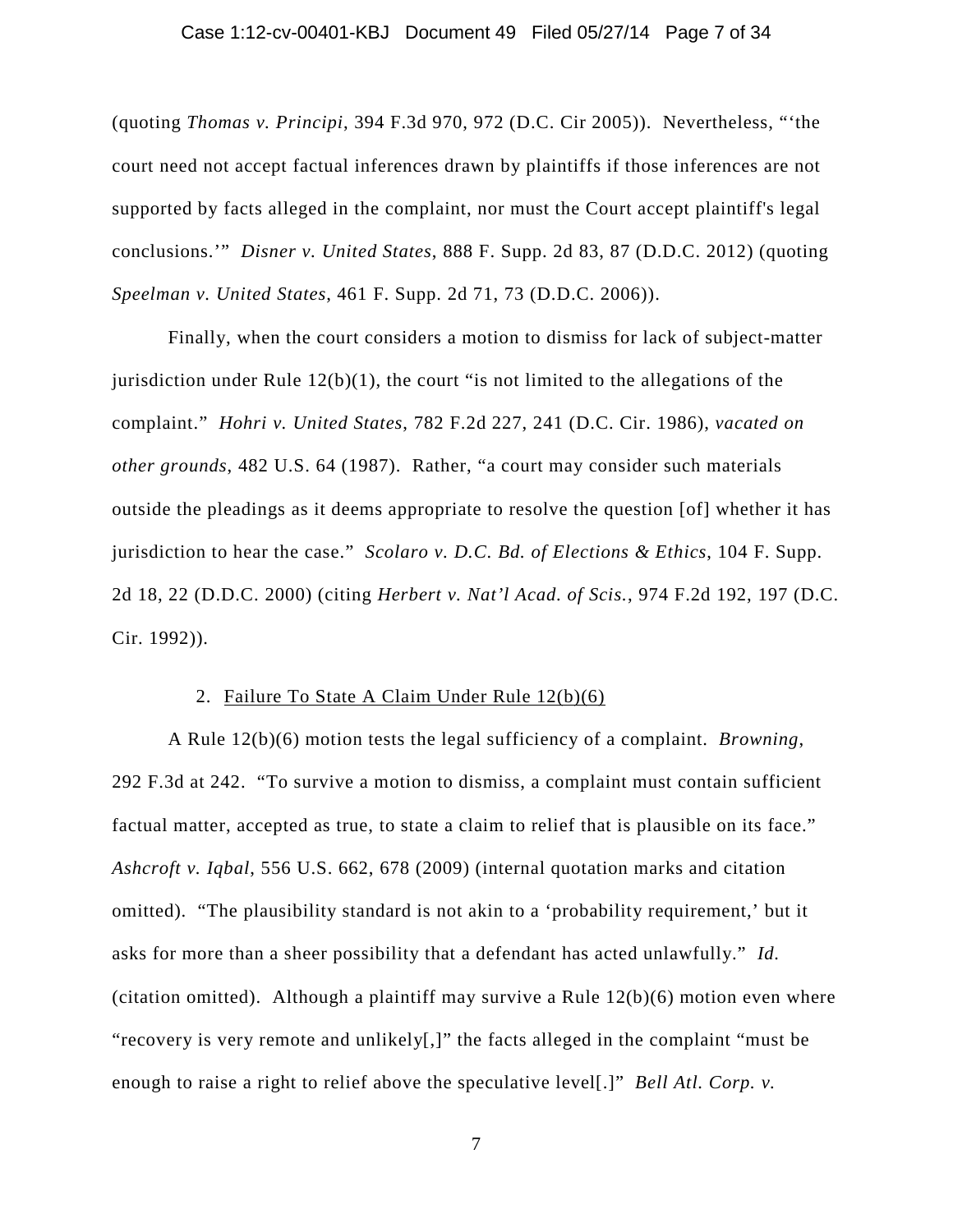(quoting *Thomas v. Principi*, 394 F.3d 970, 972 (D.C. Cir 2005)). Nevertheless, "'the court need not accept factual inferences drawn by plaintiffs if those inferences are not supported by facts alleged in the complaint, nor must the Court accept plaintiff's legal conclusions.'" *Disner v. United States*, 888 F. Supp. 2d 83, 87 (D.D.C. 2012) (quoting *Speelman v. United States*, 461 F. Supp. 2d 71, 73 (D.D.C. 2006)).

Finally, when the court considers a motion to dismiss for lack of subject-matter jurisdiction under Rule 12(b)(1), the court "is not limited to the allegations of the complaint." *Hohri v. United States*, 782 F.2d 227, 241 (D.C. Cir. 1986), *vacated on other grounds*, 482 U.S. 64 (1987). Rather, "a court may consider such materials outside the pleadings as it deems appropriate to resolve the question [of] whether it has jurisdiction to hear the case." *Scolaro v. D.C. Bd. of Elections & Ethics*, 104 F. Supp. 2d 18, 22 (D.D.C. 2000) (citing *Herbert v. Nat'l Acad. of Scis.*, 974 F.2d 192, 197 (D.C. Cir. 1992)).

2. Failure To State A Claim Under Rule 12(b)(6)

A Rule 12(b)(6) motion tests the legal sufficiency of a complaint. *Browning*, 292 F.3d at 242. "To survive a motion to dismiss, a complaint must contain sufficient factual matter, accepted as true, to state a claim to relief that is plausible on its face." *Ashcroft v. Iqbal*, 556 U.S. 662, 678 (2009) (internal quotation marks and citation omitted). "The plausibility standard is not akin to a 'probability requirement,' but it asks for more than a sheer possibility that a defendant has acted unlawfully." *Id.* (citation omitted). Although a plaintiff may survive a Rule 12(b)(6) motion even where "recovery is very remote and unlikely[,]" the facts alleged in the complaint "must be enough to raise a right to relief above the speculative level[.]" *Bell Atl. Corp. v.*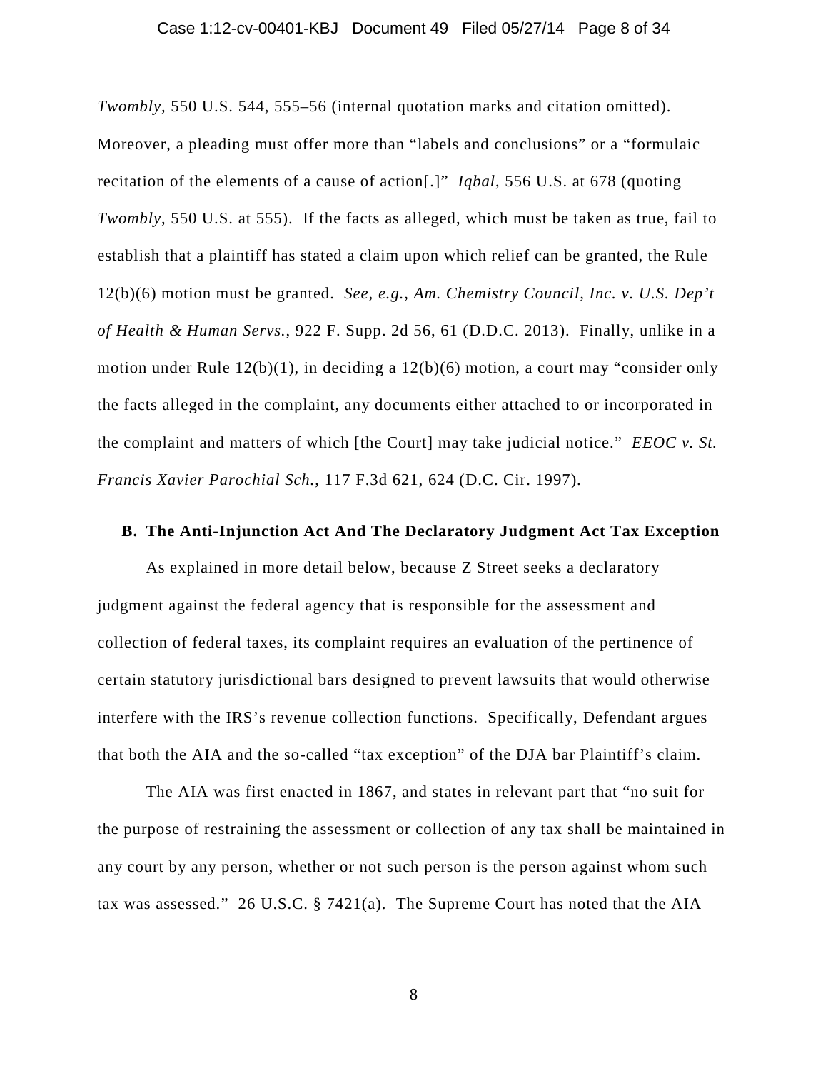*Twombly*, 550 U.S. 544, 555–56 (internal quotation marks and citation omitted). Moreover, a pleading must offer more than "labels and conclusions" or a "formulaic recitation of the elements of a cause of action[.]" *Iqbal*, 556 U.S. at 678 (quoting *Twombly*, 550 U.S. at 555). If the facts as alleged, which must be taken as true, fail to establish that a plaintiff has stated a claim upon which relief can be granted, the Rule 12(b)(6) motion must be granted. *See, e.g.*, *Am. Chemistry Council, Inc. v. U.S. Dep't of Health & Human Servs.*, 922 F. Supp. 2d 56, 61 (D.D.C. 2013). Finally, unlike in a motion under Rule 12(b)(1), in deciding a 12(b)(6) motion, a court may "consider only the facts alleged in the complaint, any documents either attached to or incorporated in the complaint and matters of which [the Court] may take judicial notice." *EEOC v. St. Francis Xavier Parochial Sch.*, 117 F.3d 621, 624 (D.C. Cir. 1997).

### B. The Anti-Injunction Act And The Declaratory Judgment Act Tax Exception

As explained in more detail below, because Z Street seeks a declaratory judgment against the federal agency that is responsible for the assessment and collection of federal taxes, its complaint requires an evaluation of the pertinence of certain statutory jurisdictional bars designed to prevent lawsuits that would otherwise interfere with the IRS's revenue collection functions. Specifically, Defendant argues that both the AIA and the so-called "tax exception" of the DJA bar Plaintiff's claim.

The AIA was first enacted in 1867, and states in relevant part that "no suit for the purpose of restraining the assessment or collection of any tax shall be maintained in any court by any person, whether or not such person is the person against whom such tax was assessed." 26 U.S.C. § 7421(a). The Supreme Court has noted that the AIA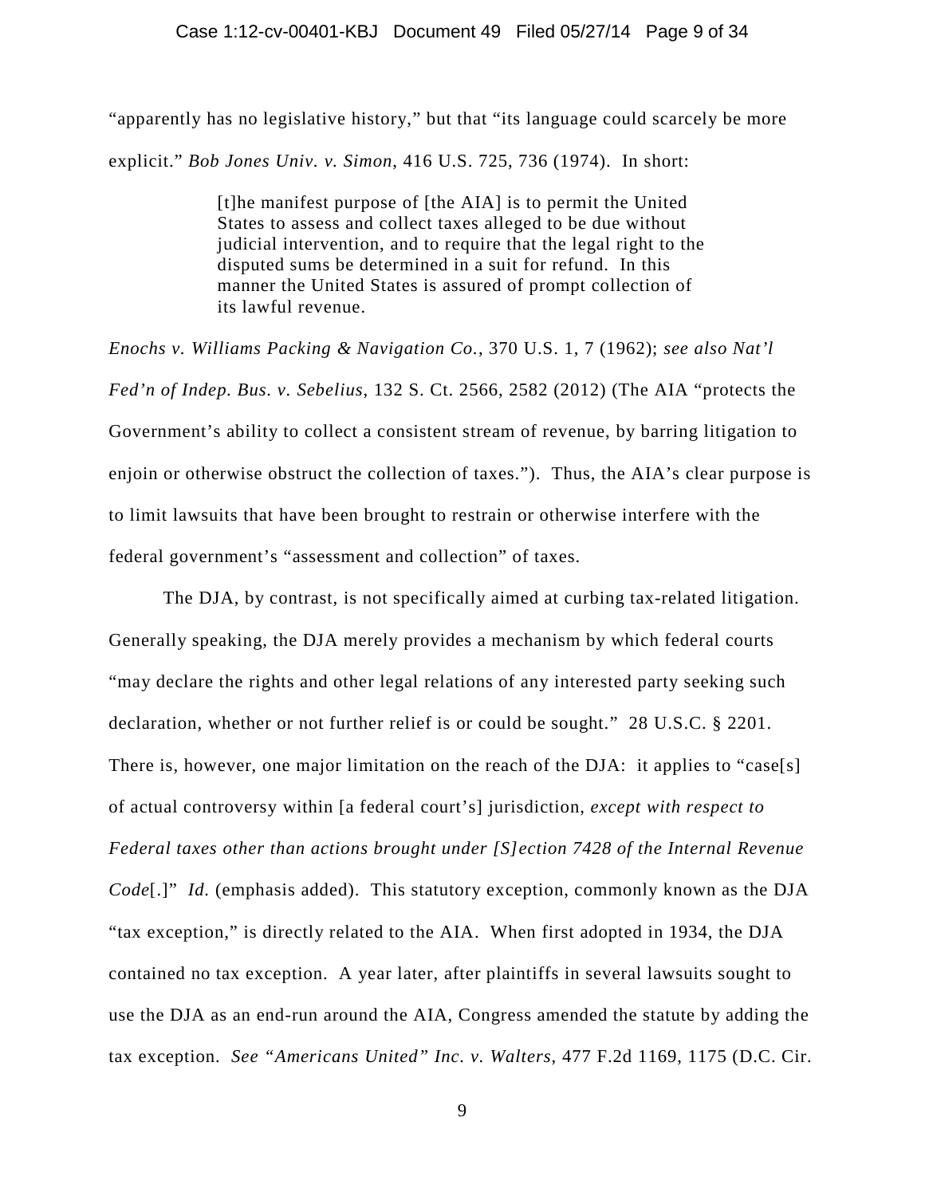"apparently has no legislative history," but that "its language could scarcely be more explicit." *Bob Jones Univ. v. Simon*, 416 U.S. 725, 736 (1974). In short:

> [t]he manifest purpose of [the AIA] is to permit the United States to assess and collect taxes alleged to be due without judicial intervention, and to require that the legal right to the disputed sums be determined in a suit for refund. In this manner the United States is assured of prompt collection of its lawful revenue.

*Enochs v. Williams Packing & Navigation Co.*, 370 U.S. 1, 7 (1962); *see also Nat'l Fed'n of Indep. Bus. v. Sebelius*, 132 S. Ct. 2566, 2582 (2012) (The AIA "protects the Government's ability to collect a consistent stream of revenue, by barring litigation to enjoin or otherwise obstruct the collection of taxes."). Thus, the AIA's clear purpose is to limit lawsuits that have been brought to restrain or otherwise interfere with the federal government's "assessment and collection" of taxes.

The DJA, by contrast, is not specifically aimed at curbing tax-related litigation. Generally speaking, the DJA merely provides a mechanism by which federal courts "may declare the rights and other legal relations of any interested party seeking such declaration, whether or not further relief is or could be sought." 28 U.S.C. § 2201. There is, however, one major limitation on the reach of the DJA: it applies to "case[s] of actual controversy within [a federal court's] jurisdiction, *except with respect to Federal taxes other than actions brought under [S]ection 7428 of the Internal Revenue Code*[.]" *Id.* (emphasis added). This statutory exception, commonly known as the DJA "tax exception," is directly related to the AIA. When first adopted in 1934, the DJA contained no tax exception. A year later, after plaintiffs in several lawsuits sought to use the DJA as an end-run around the AIA, Congress amended the statute by adding the tax exception. *See "Americans United" Inc. v. Walters*, 477 F.2d 1169, 1175 (D.C. Cir.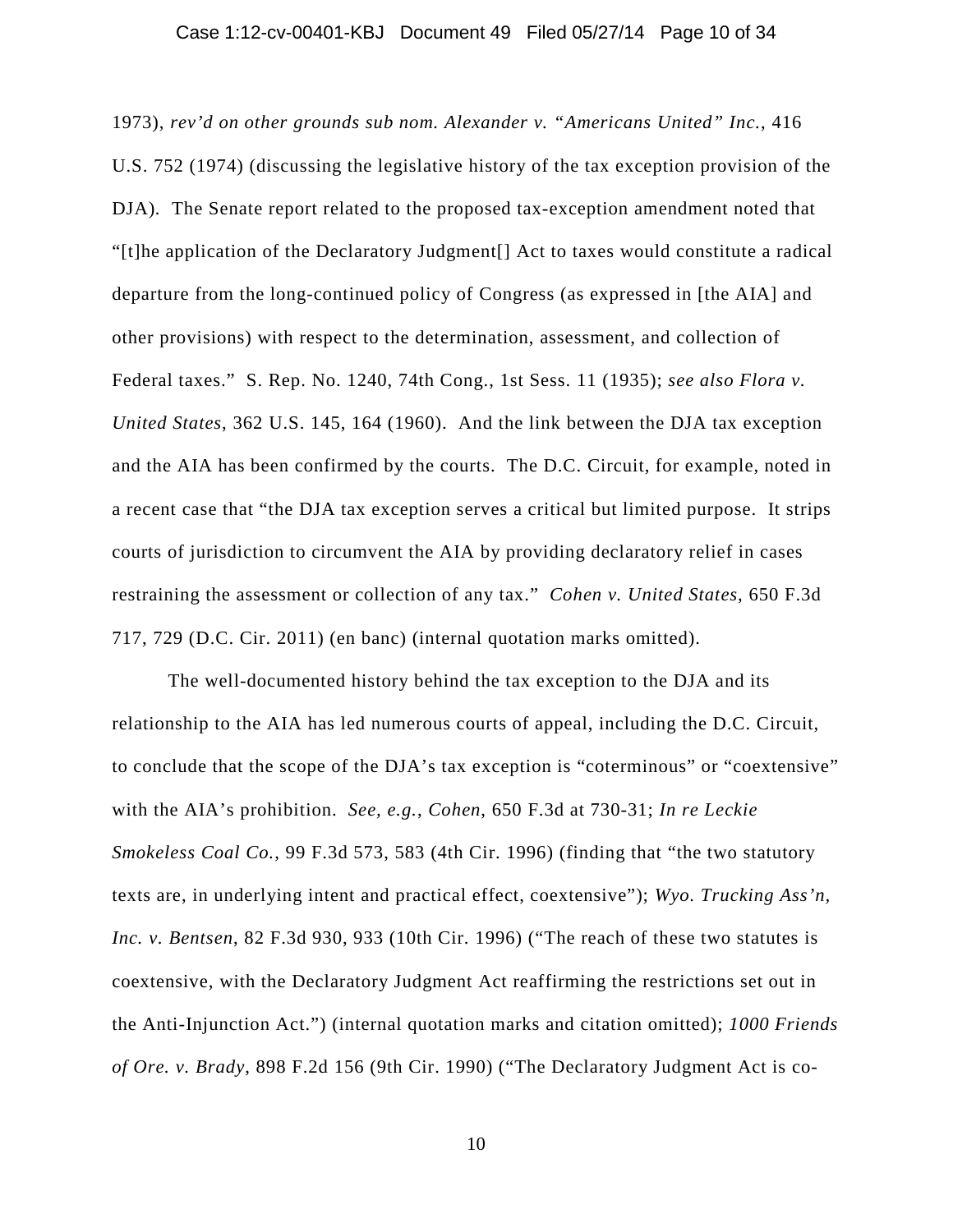1973), *rev'd on other grounds sub nom. Alexander v. "Americans United" Inc.*, 416 U.S. 752 (1974) (discussing the legislative history of the tax exception provision of the DJA). The Senate report related to the proposed tax-exception amendment noted that "[t]he application of the Declaratory Judgment[] Act to taxes would constitute a radical departure from the long-continued policy of Congress (as expressed in [the AIA] and other provisions) with respect to the determination, assessment, and collection of Federal taxes." S. Rep. No. 1240, 74th Cong., 1st Sess. 11 (1935); *see also Flora v. United States*, 362 U.S. 145, 164 (1960). And the link between the DJA tax exception and the AIA has been confirmed by the courts. The D.C. Circuit, for example, noted in a recent case that "the DJA tax exception serves a critical but limited purpose. It strips courts of jurisdiction to circumvent the AIA by providing declaratory relief in cases restraining the assessment or collection of any tax." *Cohen v. United States*, 650 F.3d 717, 729 (D.C. Cir. 2011) (en banc) (internal quotation marks omitted).

The well-documented history behind the tax exception to the DJA and its relationship to the AIA has led numerous courts of appeal, including the D.C. Circuit, to conclude that the scope of the DJA's tax exception is "coterminous" or "coextensive" with the AIA's prohibition. *See, e.g.*, *Cohen*, 650 F.3d at 730-31; *In re Leckie Smokeless Coal Co.*, 99 F.3d 573, 583 (4th Cir. 1996) (finding that "the two statutory texts are, in underlying intent and practical effect, coextensive"); *Wyo. Trucking Ass'n, Inc. v. Bentsen*, 82 F.3d 930, 933 (10th Cir. 1996) ("The reach of these two statutes is coextensive, with the Declaratory Judgment Act reaffirming the restrictions set out in the Anti-Injunction Act.") (internal quotation marks and citation omitted); *1000 Friends of Ore. v. Brady*, 898 F.2d 156 (9th Cir. 1990) ("The Declaratory Judgment Act is co-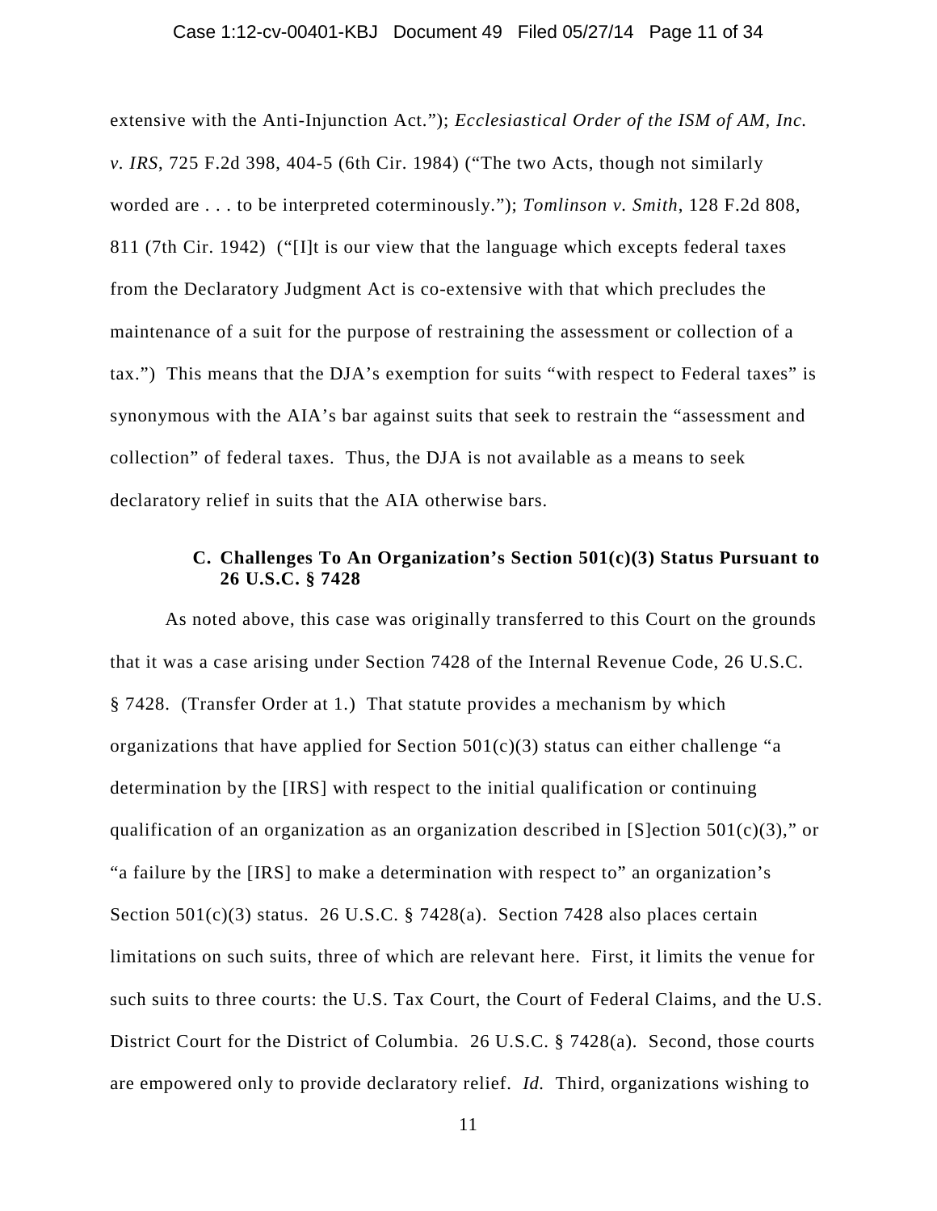extensive with the Anti-Injunction Act."); *Ecclesiastical Order of the ISM of AM, Inc. v. IRS*, 725 F.2d 398, 404-5 (6th Cir. 1984) ("The two Acts, though not similarly worded are . . . to be interpreted coterminously."); *Tomlinson v. Smith*, 128 F.2d 808, 811 (7th Cir. 1942) ("[I]t is our view that the language which excepts federal taxes from the Declaratory Judgment Act is co-extensive with that which precludes the maintenance of a suit for the purpose of restraining the assessment or collection of a tax.") This means that the DJA's exemption for suits "with respect to Federal taxes" is synonymous with the AIA's bar against suits that seek to restrain the "assessment and collection" of federal taxes. Thus, the DJA is not available as a means to seek declaratory relief in suits that the AIA otherwise bars.

### C. Challenges To An Organization's Section 501(c)(3) Status Pursuant to 26 U.S.C. § 7428

As noted above, this case was originally transferred to this Court on the grounds that it was a case arising under Section 7428 of the Internal Revenue Code, 26 U.S.C. § 7428. (Transfer Order at 1.) That statute provides a mechanism by which organizations that have applied for Section 501(c)(3) status can either challenge "a determination by the [IRS] with respect to the initial qualification or continuing qualification of an organization as an organization described in [S]ection 501(c)(3)," or "a failure by the [IRS] to make a determination with respect to" an organization's Section 501(c)(3) status. 26 U.S.C. § 7428(a). Section 7428 also places certain limitations on such suits, three of which are relevant here. First, it limits the venue for such suits to three courts: the U.S. Tax Court, the Court of Federal Claims, and the U.S. District Court for the District of Columbia. 26 U.S.C. § 7428(a). Second, those courts are empowered only to provide declaratory relief. *Id.* Third, organizations wishing to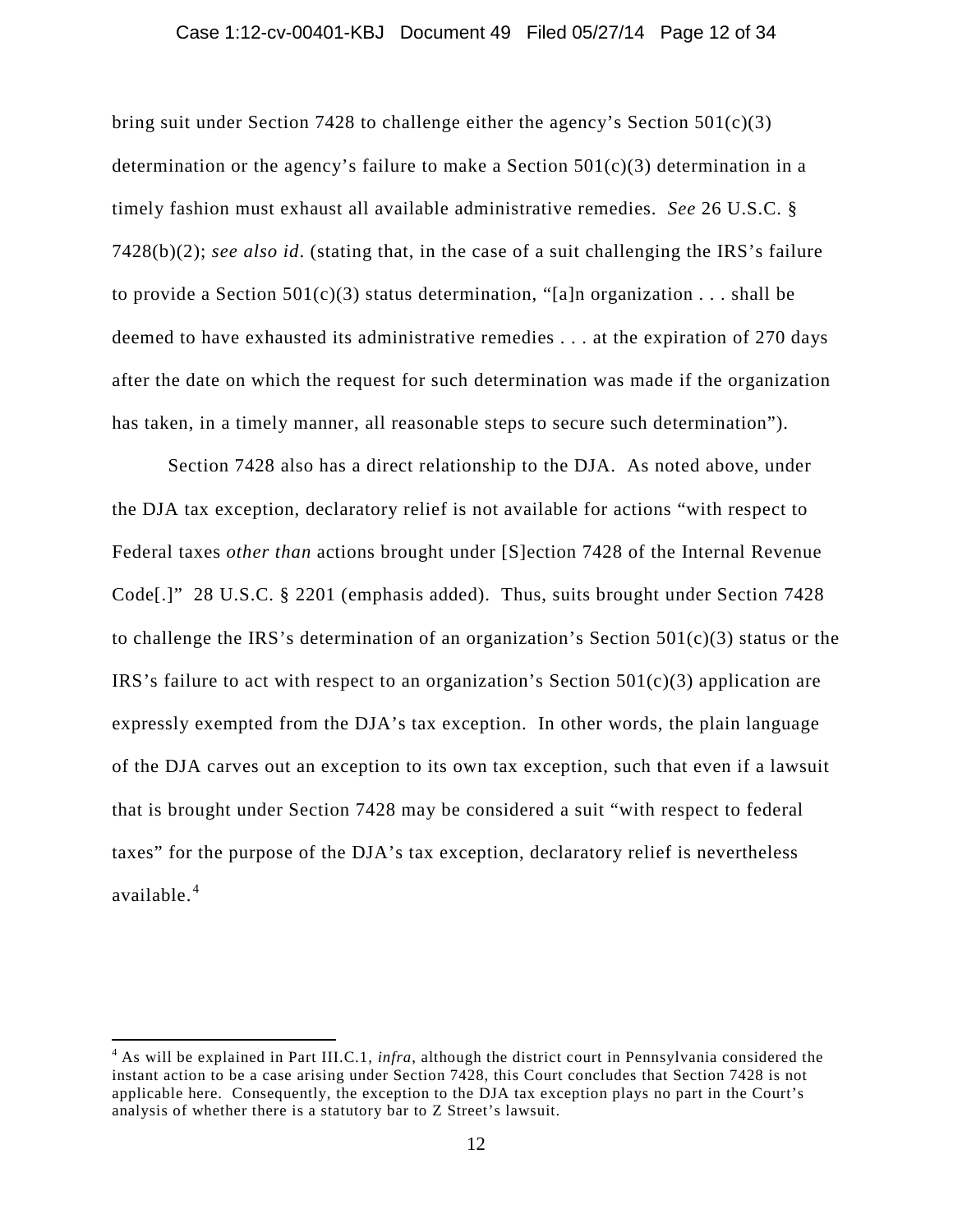bring suit under Section 7428 to challenge either the agency's Section 501(c)(3) determination or the agency's failure to make a Section 501(c)(3) determination in a timely fashion must exhaust all available administrative remedies. *See* 26 U.S.C. § 7428(b)(2); *see also id*. (stating that, in the case of a suit challenging the IRS's failure to provide a Section 501(c)(3) status determination, "[a]n organization . . . shall be deemed to have exhausted its administrative remedies . . . at the expiration of 270 days after the date on which the request for such determination was made if the organization has taken, in a timely manner, all reasonable steps to secure such determination").

Section 7428 also has a direct relationship to the DJA. As noted above, under the DJA tax exception, declaratory relief is not available for actions "with respect to Federal taxes *other than* actions brought under [S]ection 7428 of the Internal Revenue Code[.]" 28 U.S.C. § 2201 (emphasis added). Thus, suits brought under Section 7428 to challenge the IRS's determination of an organization's Section 501(c)(3) status or the IRS's failure to act with respect to an organization's Section 501(c)(3) application are expressly exempted from the DJA's tax exception. In other words, the plain language of the DJA carves out an exception to its own tax exception, such that even if a lawsuit that is brought under Section 7428 may be considered a suit "with respect to federal taxes" for the purpose of the DJA's tax exception, declaratory relief is nevertheless available.[4]

[4] As will be explained in Part III.C.1, *infra*, although the district court in Pennsylvania considered the instant action to be a case arising under Section 7428, this Court concludes that Section 7428 is not applicable here. Consequently, the exception to the DJA tax exception plays no part in the Court's analysis of whether there is a statutory bar to Z Street's lawsuit.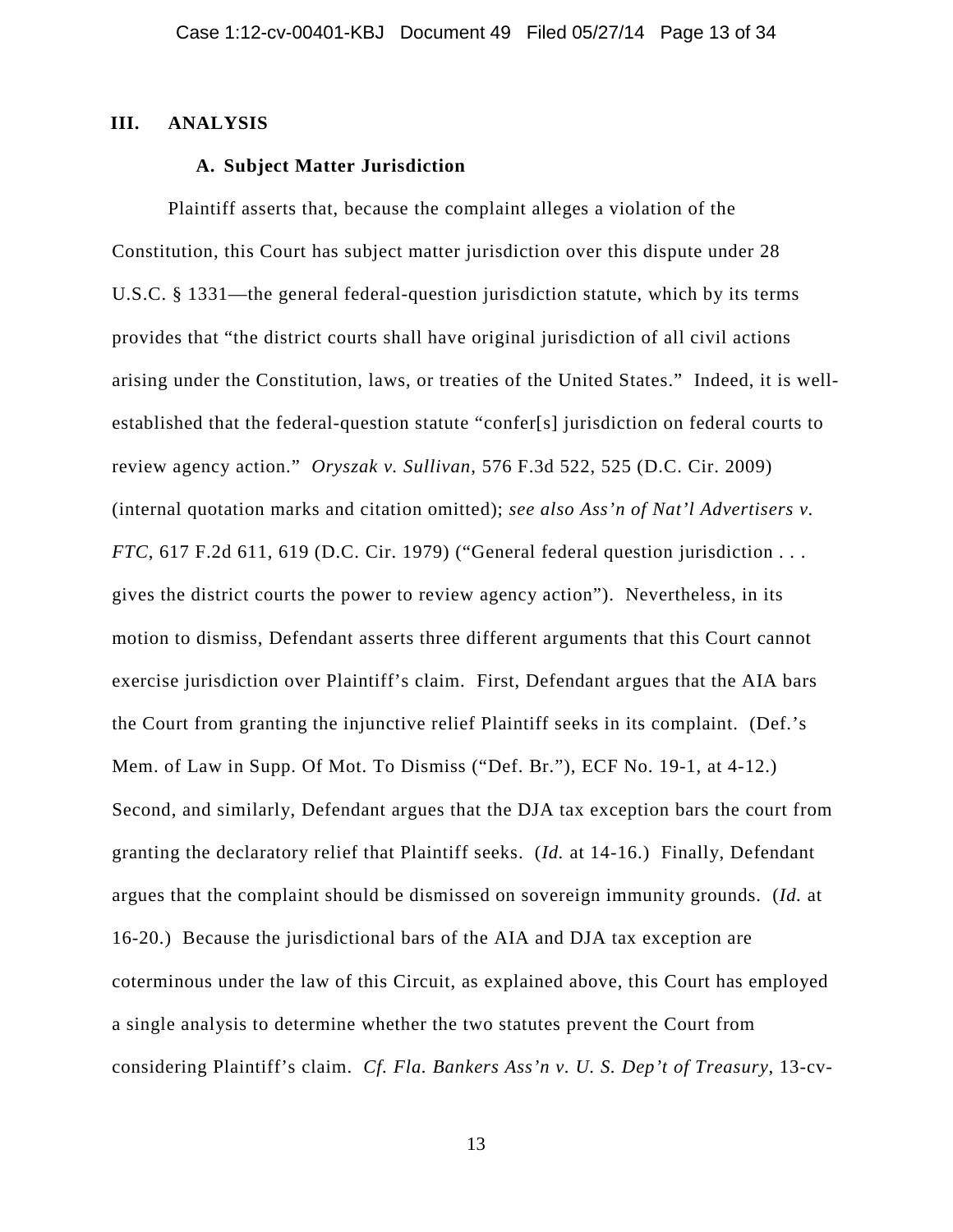## III. ANALYSIS

### A. Subject Matter Jurisdiction

Plaintiff asserts that, because the complaint alleges a violation of the Constitution, this Court has subject matter jurisdiction over this dispute under 28 U.S.C. § 1331—the general federal-question jurisdiction statute, which by its terms provides that "the district courts shall have original jurisdiction of all civil actions arising under the Constitution, laws, or treaties of the United States." Indeed, it is well-established that the federal-question statute "confer[s] jurisdiction on federal courts to review agency action." *Oryszak v. Sullivan*, 576 F.3d 522, 525 (D.C. Cir. 2009) (internal quotation marks and citation omitted); *see also Ass'n of Nat'l Advertisers v. FTC*, 617 F.2d 611, 619 (D.C. Cir. 1979) ("General federal question jurisdiction . . . gives the district courts the power to review agency action"). Nevertheless, in its motion to dismiss, Defendant asserts three different arguments that this Court cannot exercise jurisdiction over Plaintiff's claim. First, Defendant argues that the AIA bars the Court from granting the injunctive relief Plaintiff seeks in its complaint. (Def.'s Mem. of Law in Supp. Of Mot. To Dismiss ("Def. Br."), ECF No. 19-1, at 4-12.) Second, and similarly, Defendant argues that the DJA tax exception bars the court from granting the declaratory relief that Plaintiff seeks. (*Id.* at 14-16.) Finally, Defendant argues that the complaint should be dismissed on sovereign immunity grounds. (*Id.* at 16-20.) Because the jurisdictional bars of the AIA and DJA tax exception are coterminous under the law of this Circuit, as explained above, this Court has employed a single analysis to determine whether the two statutes prevent the Court from considering Plaintiff's claim. *Cf. Fla. Bankers Ass'n v. U. S. Dep't of Treasury*, 13-cv-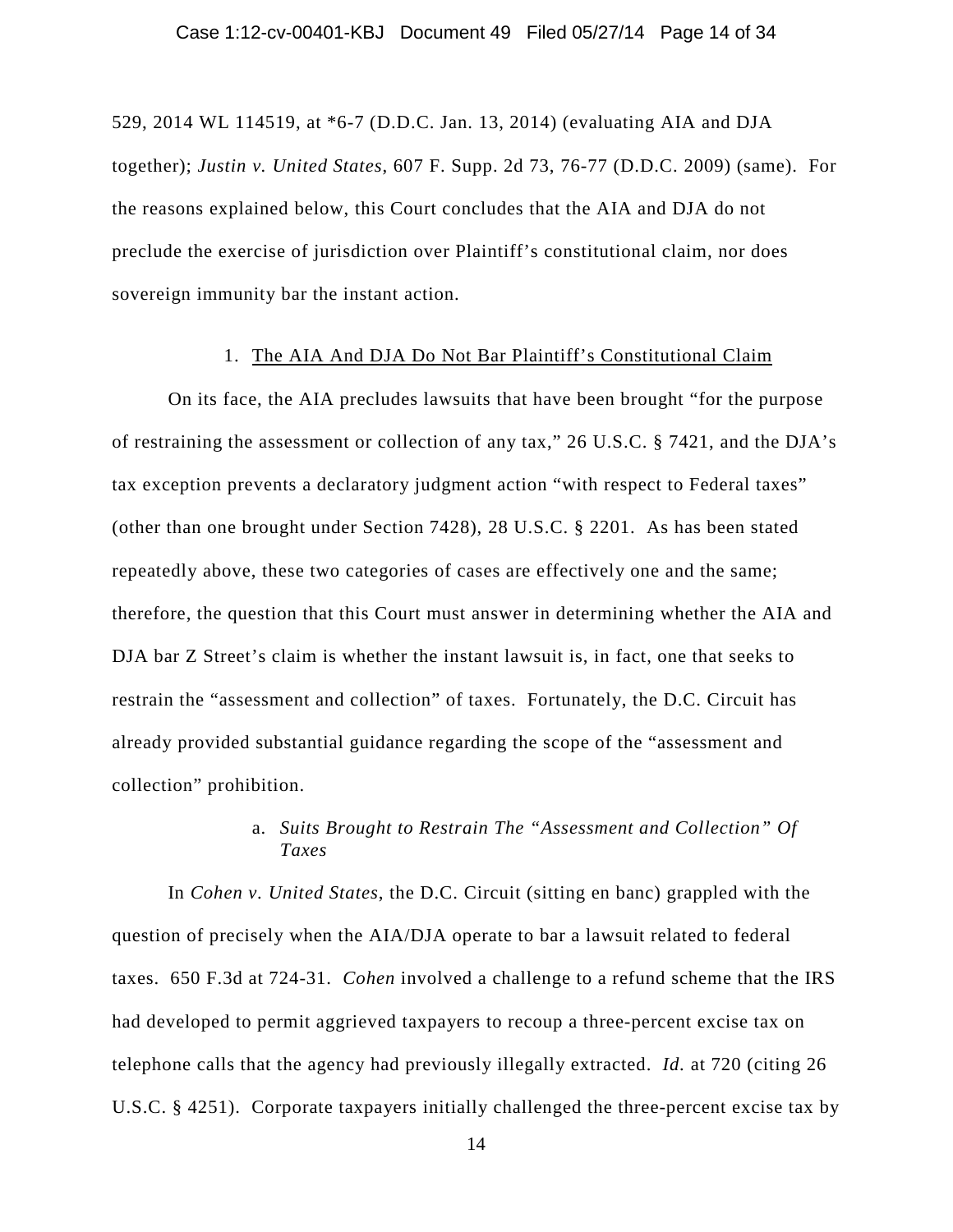529, 2014 WL 114519, at *6-7 (D.D.C. Jan. 13, 2014) (evaluating AIA and DJA together); *Justin v. United States*, 607 F. Supp. 2d 73, 76-77 (D.D.C. 2009) (same). For the reasons explained below, this Court concludes that the AIA and DJA do not preclude the exercise of jurisdiction over Plaintiff's constitutional claim, nor does sovereign immunity bar the instant action.

### 1. The AIA And DJA Do Not Bar Plaintiff's Constitutional Claim

On its face, the AIA precludes lawsuits that have been brought "for the purpose of restraining the assessment or collection of any tax," 26 U.S.C. § 7421, and the DJA's tax exception prevents a declaratory judgment action "with respect to Federal taxes" (other than one brought under Section 7428), 28 U.S.C. § 2201. As has been stated repeatedly above, these two categories of cases are effectively one and the same; therefore, the question that this Court must answer in determining whether the AIA and DJA bar Z Street's claim is whether the instant lawsuit is, in fact, one that seeks to restrain the "assessment and collection" of taxes. Fortunately, the D.C. Circuit has already provided substantial guidance regarding the scope of the "assessment and collection" prohibition.

#### a. *Suits Brought to Restrain The "Assessment and Collection" Of Taxes*

In *Cohen v. United States*, the D.C. Circuit (sitting en banc) grappled with the question of precisely when the AIA/DJA operate to bar a lawsuit related to federal taxes. 650 F.3d at 724-31. *Cohen* involved a challenge to a refund scheme that the IRS had developed to permit aggrieved taxpayers to recoup a three-percent excise tax on telephone calls that the agency had previously illegally extracted. *Id.* at 720 (citing 26 U.S.C. § 4251). Corporate taxpayers initially challenged the three-percent excise tax by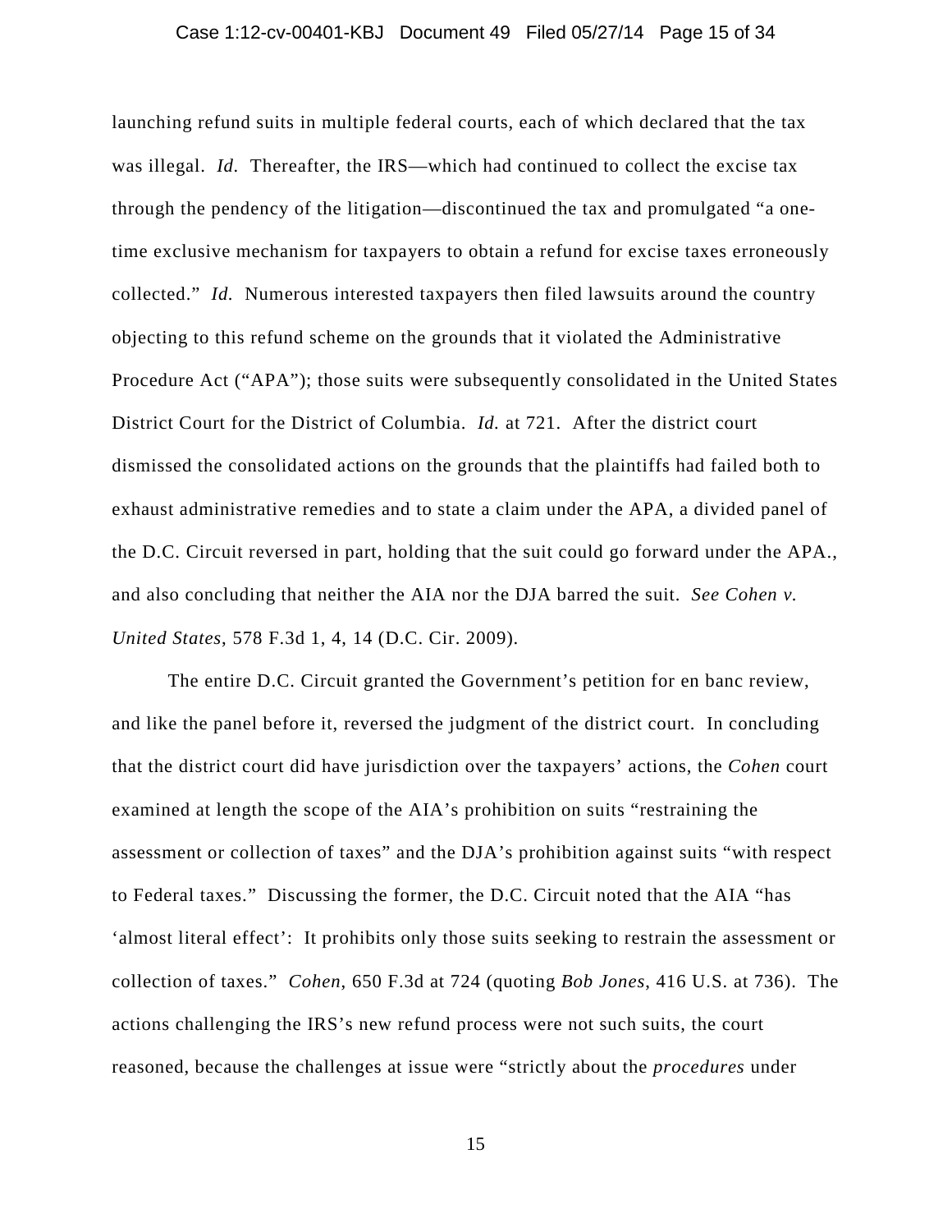launching refund suits in multiple federal courts, each of which declared that the tax was illegal. *Id.* Thereafter, the IRS—which had continued to collect the excise tax through the pendency of the litigation—discontinued the tax and promulgated "a one-time exclusive mechanism for taxpayers to obtain a refund for excise taxes erroneously collected." *Id.* Numerous interested taxpayers then filed lawsuits around the country objecting to this refund scheme on the grounds that it violated the Administrative Procedure Act ("APA"); those suits were subsequently consolidated in the United States District Court for the District of Columbia. *Id.* at 721. After the district court dismissed the consolidated actions on the grounds that the plaintiffs had failed both to exhaust administrative remedies and to state a claim under the APA, a divided panel of the D.C. Circuit reversed in part, holding that the suit could go forward under the APA., and also concluding that neither the AIA nor the DJA barred the suit. *See Cohen v. United States*, 578 F.3d 1, 4, 14 (D.C. Cir. 2009).

The entire D.C. Circuit granted the Government's petition for en banc review, and like the panel before it, reversed the judgment of the district court. In concluding that the district court did have jurisdiction over the taxpayers' actions, the *Cohen* court examined at length the scope of the AIA's prohibition on suits "restraining the assessment or collection of taxes" and the DJA's prohibition against suits "with respect to Federal taxes." Discussing the former, the D.C. Circuit noted that the AIA "has 'almost literal effect': It prohibits only those suits seeking to restrain the assessment or collection of taxes." *Cohen*, 650 F.3d at 724 (quoting *Bob Jones*, 416 U.S. at 736). The actions challenging the IRS's new refund process were not such suits, the court reasoned, because the challenges at issue were "strictly about the *procedures* under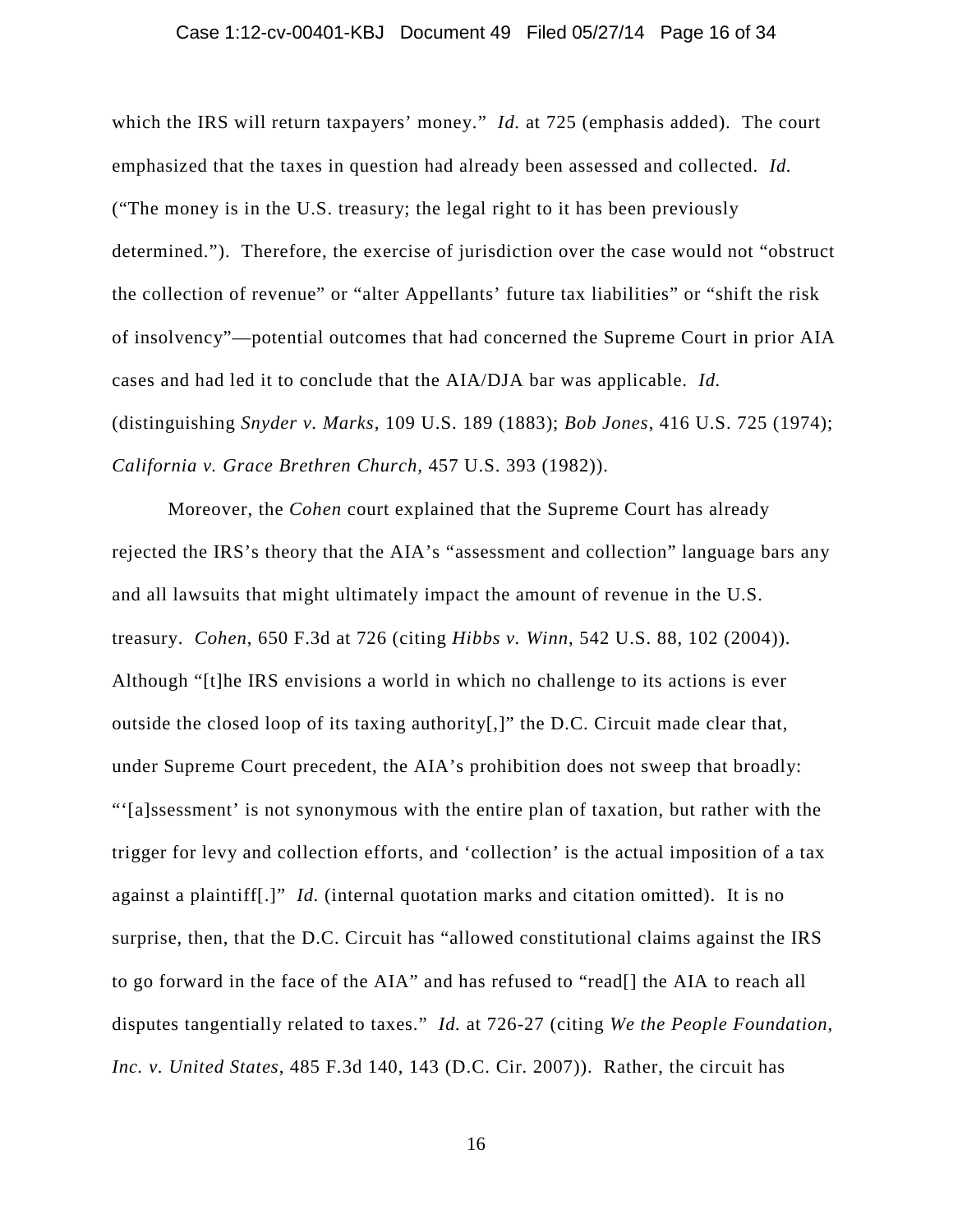which the IRS will return taxpayers' money." *Id.* at 725 (emphasis added). The court emphasized that the taxes in question had already been assessed and collected. *Id.* ("The money is in the U.S. treasury; the legal right to it has been previously determined."). Therefore, the exercise of jurisdiction over the case would not "obstruct the collection of revenue" or "alter Appellants' future tax liabilities" or "shift the risk of insolvency"—potential outcomes that had concerned the Supreme Court in prior AIA cases and had led it to conclude that the AIA/DJA bar was applicable. *Id.* (distinguishing *Snyder v. Marks*, 109 U.S. 189 (1883); *Bob Jones*, 416 U.S. 725 (1974); *California v. Grace Brethren Church*, 457 U.S. 393 (1982)).

Moreover, the *Cohen* court explained that the Supreme Court has already rejected the IRS's theory that the AIA's "assessment and collection" language bars any and all lawsuits that might ultimately impact the amount of revenue in the U.S. treasury. *Cohen*, 650 F.3d at 726 (citing *Hibbs v. Winn*, 542 U.S. 88, 102 (2004)). Although "[t]he IRS envisions a world in which no challenge to its actions is ever outside the closed loop of its taxing authority[,]" the D.C. Circuit made clear that, under Supreme Court precedent, the AIA's prohibition does not sweep that broadly: "'[a]ssessment' is not synonymous with the entire plan of taxation, but rather with the trigger for levy and collection efforts, and 'collection' is the actual imposition of a tax against a plaintiff[.]" *Id.* (internal quotation marks and citation omitted). It is no surprise, then, that the D.C. Circuit has "allowed constitutional claims against the IRS to go forward in the face of the AIA" and has refused to "read[] the AIA to reach all disputes tangentially related to taxes." *Id.* at 726-27 (citing *We the People Foundation, Inc. v. United States*, 485 F.3d 140, 143 (D.C. Cir. 2007)). Rather, the circuit has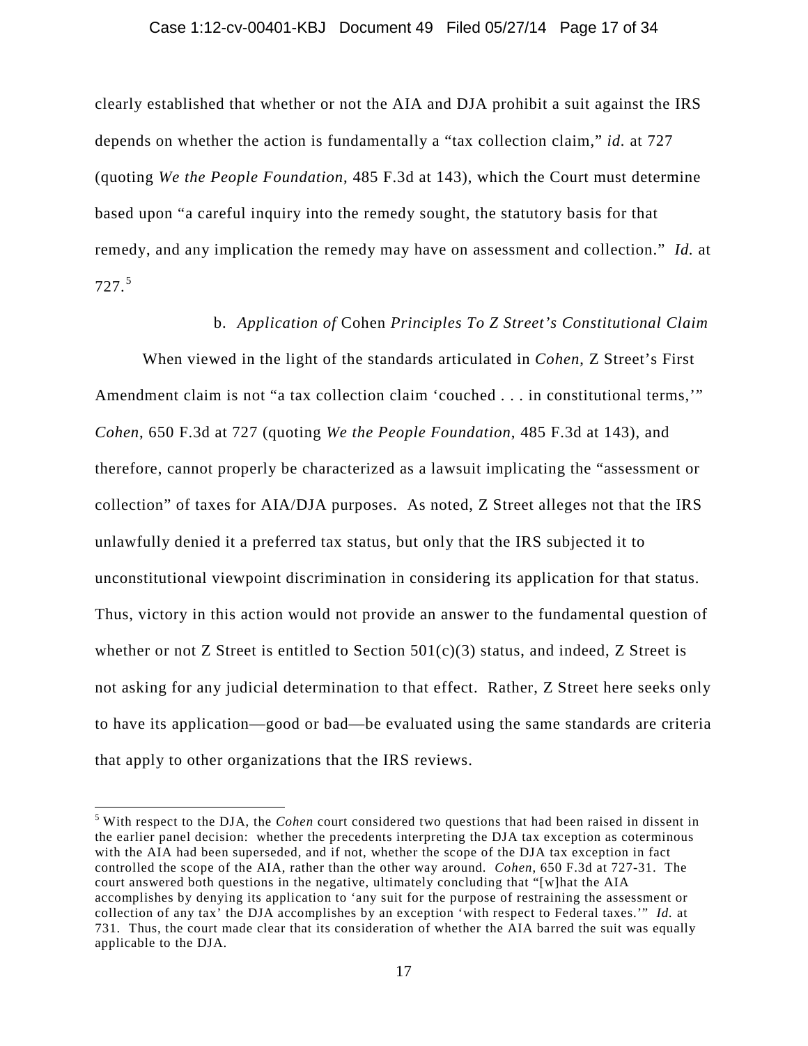clearly established that whether or not the AIA and DJA prohibit a suit against the IRS depends on whether the action is fundamentally a "tax collection claim," *id.* at 727 (quoting *We the People Foundation*, 485 F.3d at 143), which the Court must determine based upon "a careful inquiry into the remedy sought, the statutory basis for that remedy, and any implication the remedy may have on assessment and collection." *Id.* at 727.[5]

b. *Application of* Cohen *Principles To Z Street's Constitutional Claim*

When viewed in the light of the standards articulated in *Cohen*, Z Street's First Amendment claim is not "a tax collection claim 'couched . . . in constitutional terms,'" *Cohen*, 650 F.3d at 727 (quoting *We the People Foundation*, 485 F.3d at 143), and therefore, cannot properly be characterized as a lawsuit implicating the "assessment or collection" of taxes for AIA/DJA purposes. As noted, Z Street alleges not that the IRS unlawfully denied it a preferred tax status, but only that the IRS subjected it to unconstitutional viewpoint discrimination in considering its application for that status. Thus, victory in this action would not provide an answer to the fundamental question of whether or not Z Street is entitled to Section 501(c)(3) status, and indeed, Z Street is not asking for any judicial determination to that effect. Rather, Z Street here seeks only to have its application—good or bad—be evaluated using the same standards are criteria that apply to other organizations that the IRS reviews.

[5] With respect to the DJA, the *Cohen* court considered two questions that had been raised in dissent in the earlier panel decision: whether the precedents interpreting the DJA tax exception as coterminous with the AIA had been superseded, and if not, whether the scope of the DJA tax exception in fact controlled the scope of the AIA, rather than the other way around. *Cohen*, 650 F.3d at 727-31. The court answered both questions in the negative, ultimately concluding that "[w]hat the AIA accomplishes by denying its application to 'any suit for the purpose of restraining the assessment or collection of any tax' the DJA accomplishes by an exception 'with respect to Federal taxes.'" *Id.* at 731. Thus, the court made clear that its consideration of whether the AIA barred the suit was equally applicable to the DJA.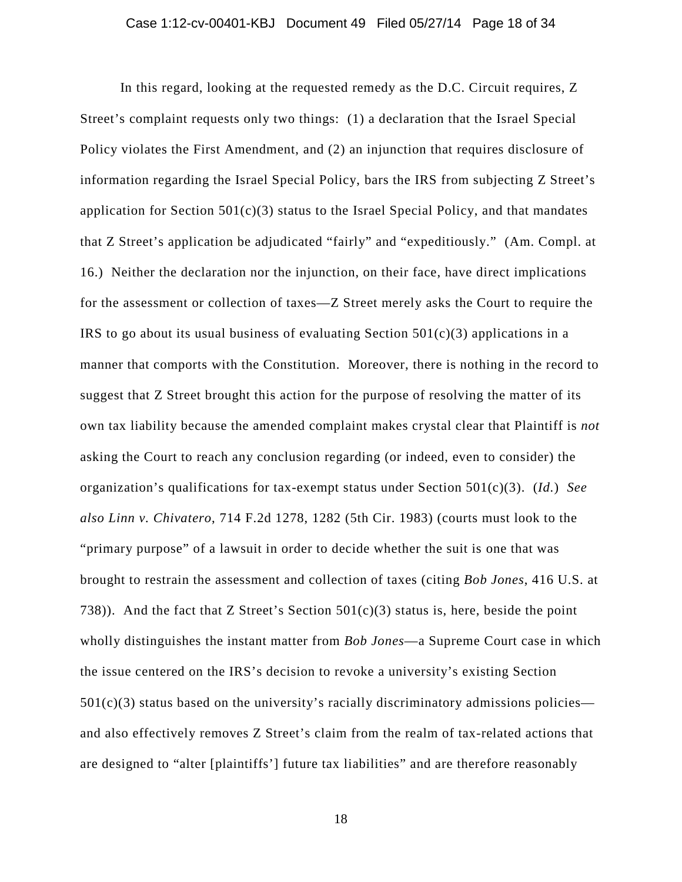In this regard, looking at the requested remedy as the D.C. Circuit requires, Z Street's complaint requests only two things: (1) a declaration that the Israel Special Policy violates the First Amendment, and (2) an injunction that requires disclosure of information regarding the Israel Special Policy, bars the IRS from subjecting Z Street's application for Section 501(c)(3) status to the Israel Special Policy, and that mandates that Z Street's application be adjudicated "fairly" and "expeditiously." (Am. Compl. at 16.) Neither the declaration nor the injunction, on their face, have direct implications for the assessment or collection of taxes—Z Street merely asks the Court to require the IRS to go about its usual business of evaluating Section 501(c)(3) applications in a manner that comports with the Constitution. Moreover, there is nothing in the record to suggest that Z Street brought this action for the purpose of resolving the matter of its own tax liability because the amended complaint makes crystal clear that Plaintiff is *not* asking the Court to reach any conclusion regarding (or indeed, even to consider) the organization's qualifications for tax-exempt status under Section 501(c)(3). (*Id.*) *See also Linn v. Chivatero*, 714 F.2d 1278, 1282 (5th Cir. 1983) (courts must look to the "primary purpose" of a lawsuit in order to decide whether the suit is one that was brought to restrain the assessment and collection of taxes (citing *Bob Jones*, 416 U.S. at 738)). And the fact that Z Street's Section 501(c)(3) status is, here, beside the point wholly distinguishes the instant matter from *Bob Jones*—a Supreme Court case in which the issue centered on the IRS's decision to revoke a university's existing Section 501(c)(3) status based on the university's racially discriminatory admissions policies—and also effectively removes Z Street's claim from the realm of tax-related actions that are designed to "alter [plaintiffs'] future tax liabilities" and are therefore reasonably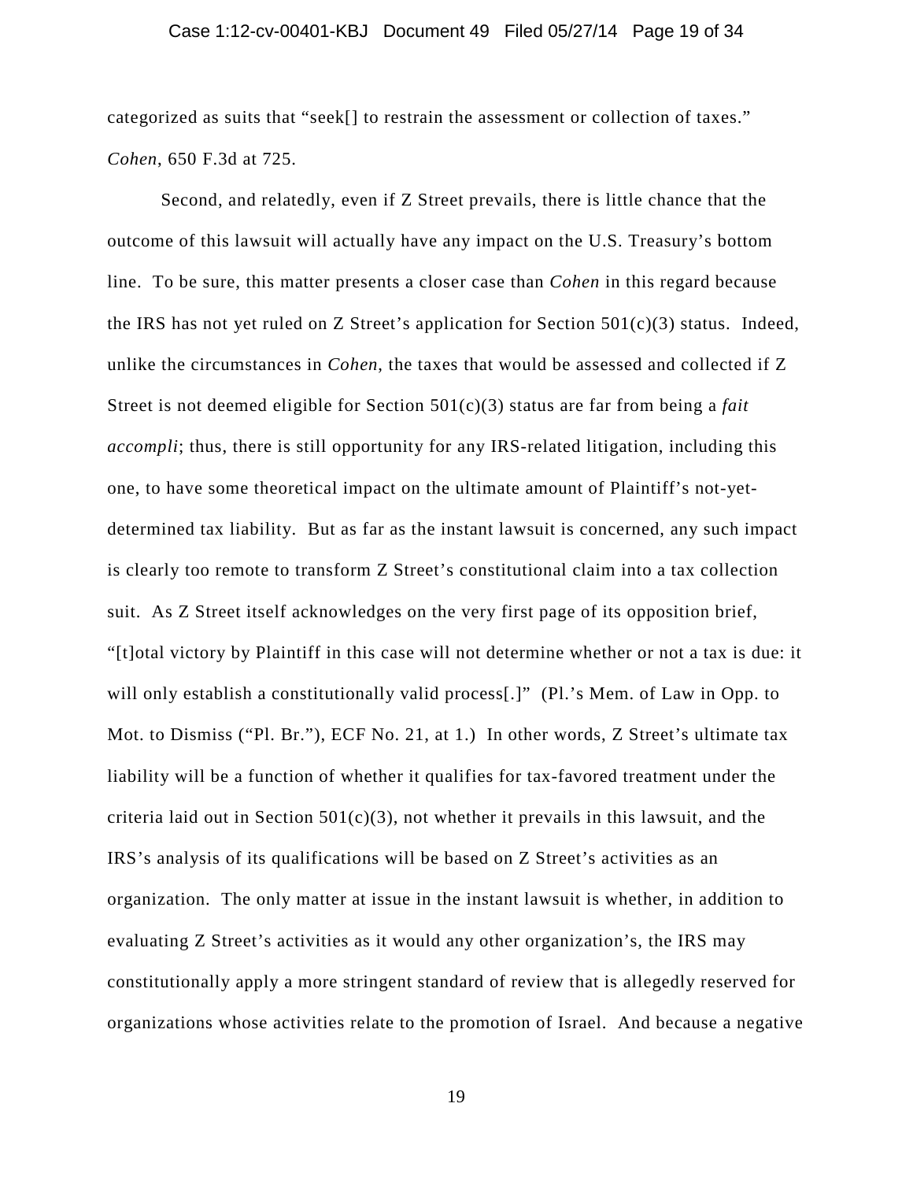categorized as suits that "seek[] to restrain the assessment or collection of taxes." *Cohen*, 650 F.3d at 725.

Second, and relatedly, even if Z Street prevails, there is little chance that the outcome of this lawsuit will actually have any impact on the U.S. Treasury's bottom line. To be sure, this matter presents a closer case than *Cohen* in this regard because the IRS has not yet ruled on Z Street's application for Section 501(c)(3) status. Indeed, unlike the circumstances in *Cohen*, the taxes that would be assessed and collected if Z Street is not deemed eligible for Section 501(c)(3) status are far from being a *fait accompli*; thus, there is still opportunity for any IRS-related litigation, including this one, to have some theoretical impact on the ultimate amount of Plaintiff's not-yet-determined tax liability. But as far as the instant lawsuit is concerned, any such impact is clearly too remote to transform Z Street's constitutional claim into a tax collection suit. As Z Street itself acknowledges on the very first page of its opposition brief, "[t]otal victory by Plaintiff in this case will not determine whether or not a tax is due: it will only establish a constitutionally valid process[.]" (Pl.'s Mem. of Law in Opp. to Mot. to Dismiss ("Pl. Br."), ECF No. 21, at 1.) In other words, Z Street's ultimate tax liability will be a function of whether it qualifies for tax-favored treatment under the criteria laid out in Section 501(c)(3), not whether it prevails in this lawsuit, and the IRS's analysis of its qualifications will be based on Z Street's activities as an organization. The only matter at issue in the instant lawsuit is whether, in addition to evaluating Z Street's activities as it would any other organization's, the IRS may constitutionally apply a more stringent standard of review that is allegedly reserved for organizations whose activities relate to the promotion of Israel. And because a negative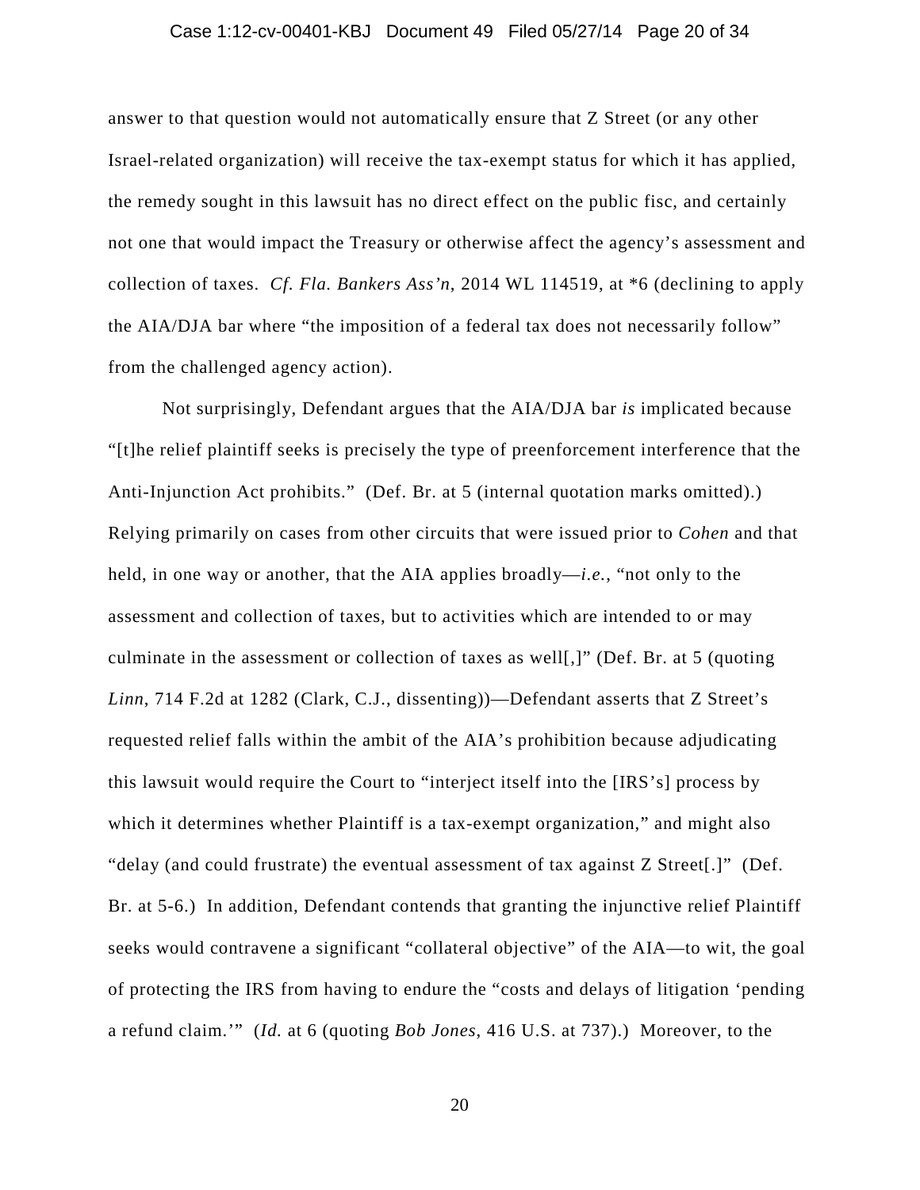answer to that question would not automatically ensure that Z Street (or any other Israel-related organization) will receive the tax-exempt status for which it has applied, the remedy sought in this lawsuit has no direct effect on the public fisc, and certainly not one that would impact the Treasury or otherwise affect the agency's assessment and collection of taxes. *Cf. Fla. Bankers Ass'n*, 2014 WL 114519, at *6 (declining to apply the AIA/DJA bar where "the imposition of a federal tax does not necessarily follow" from the challenged agency action).

Not surprisingly, Defendant argues that the AIA/DJA bar *is* implicated because "[t]he relief plaintiff seeks is precisely the type of preenforcement interference that the Anti-Injunction Act prohibits." (Def. Br. at 5 (internal quotation marks omitted).) Relying primarily on cases from other circuits that were issued prior to *Cohen* and that held, in one way or another, that the AIA applies broadly—*i.e.*, "not only to the assessment and collection of taxes, but to activities which are intended to or may culminate in the assessment or collection of taxes as well[,]" (Def. Br. at 5 (quoting *Linn*, 714 F.2d at 1282 (Clark, C.J., dissenting))—Defendant asserts that Z Street's requested relief falls within the ambit of the AIA's prohibition because adjudicating this lawsuit would require the Court to "interject itself into the [IRS's] process by which it determines whether Plaintiff is a tax-exempt organization," and might also "delay (and could frustrate) the eventual assessment of tax against Z Street[.]" (Def. Br. at 5-6.) In addition, Defendant contends that granting the injunctive relief Plaintiff seeks would contravene a significant "collateral objective" of the AIA—to wit, the goal of protecting the IRS from having to endure the "costs and delays of litigation 'pending a refund claim.'" (*Id.* at 6 (quoting *Bob Jones*, 416 U.S. at 737).) Moreover, to the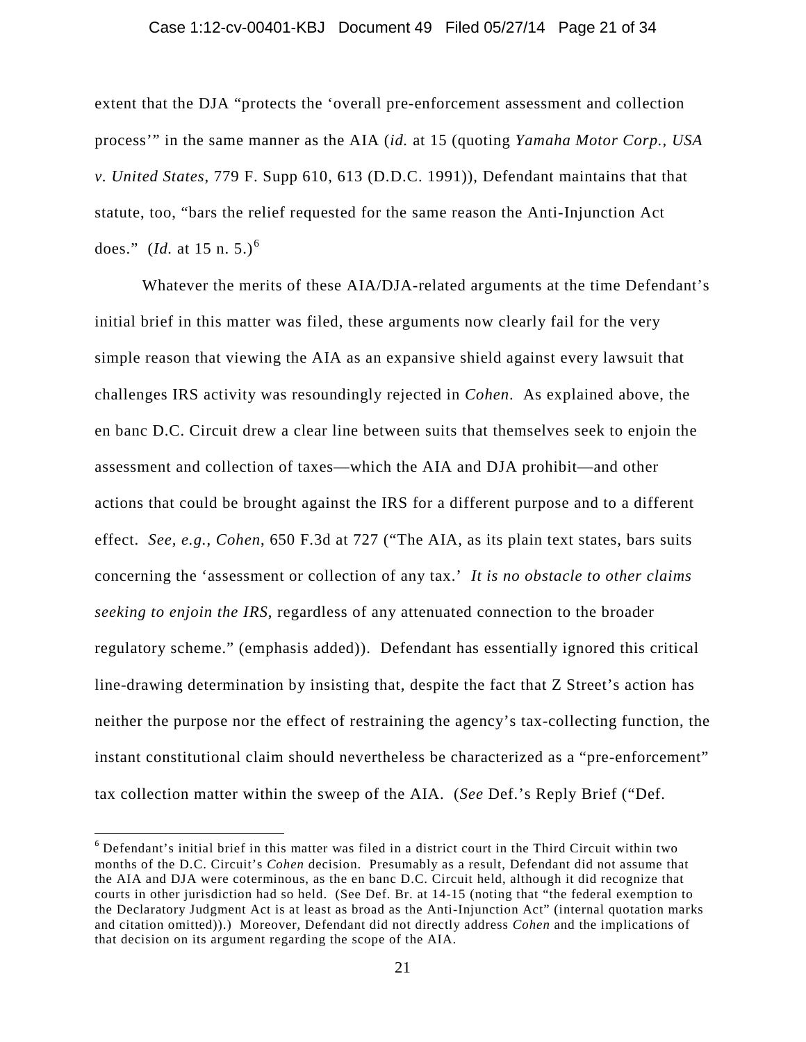extent that the DJA "protects the 'overall pre-enforcement assessment and collection process'" in the same manner as the AIA (*id.* at 15 (quoting *Yamaha Motor Corp., USA v. United States*, 779 F. Supp 610, 613 (D.D.C. 1991)), Defendant maintains that that statute, too, "bars the relief requested for the same reason the Anti-Injunction Act does." (*Id.* at 15 n. 5.)[6]

Whatever the merits of these AIA/DJA-related arguments at the time Defendant's initial brief in this matter was filed, these arguments now clearly fail for the very simple reason that viewing the AIA as an expansive shield against every lawsuit that challenges IRS activity was resoundingly rejected in *Cohen*. As explained above, the en banc D.C. Circuit drew a clear line between suits that themselves seek to enjoin the assessment and collection of taxes—which the AIA and DJA prohibit—and other actions that could be brought against the IRS for a different purpose and to a different effect. *See, e.g.*, *Cohen*, 650 F.3d at 727 ("The AIA, as its plain text states, bars suits concerning the 'assessment or collection of any tax.' *It is no obstacle to other claims seeking to enjoin the IRS*, regardless of any attenuated connection to the broader regulatory scheme." (emphasis added)). Defendant has essentially ignored this critical line-drawing determination by insisting that, despite the fact that Z Street's action has neither the purpose nor the effect of restraining the agency's tax-collecting function, the instant constitutional claim should nevertheless be characterized as a "pre-enforcement" tax collection matter within the sweep of the AIA. (*See* Def.'s Reply Brief ("Def.

---

[6] Defendant's initial brief in this matter was filed in a district court in the Third Circuit within two months of the D.C. Circuit's *Cohen* decision. Presumably as a result, Defendant did not assume that the AIA and DJA were coterminous, as the en banc D.C. Circuit held, although it did recognize that courts in other jurisdiction had so held. (See Def. Br. at 14-15 (noting that "the federal exemption to the Declaratory Judgment Act is at least as broad as the Anti-Injunction Act" (internal quotation marks and citation omitted)).) Moreover, Defendant did not directly address *Cohen* and the implications of that decision on its argument regarding the scope of the AIA.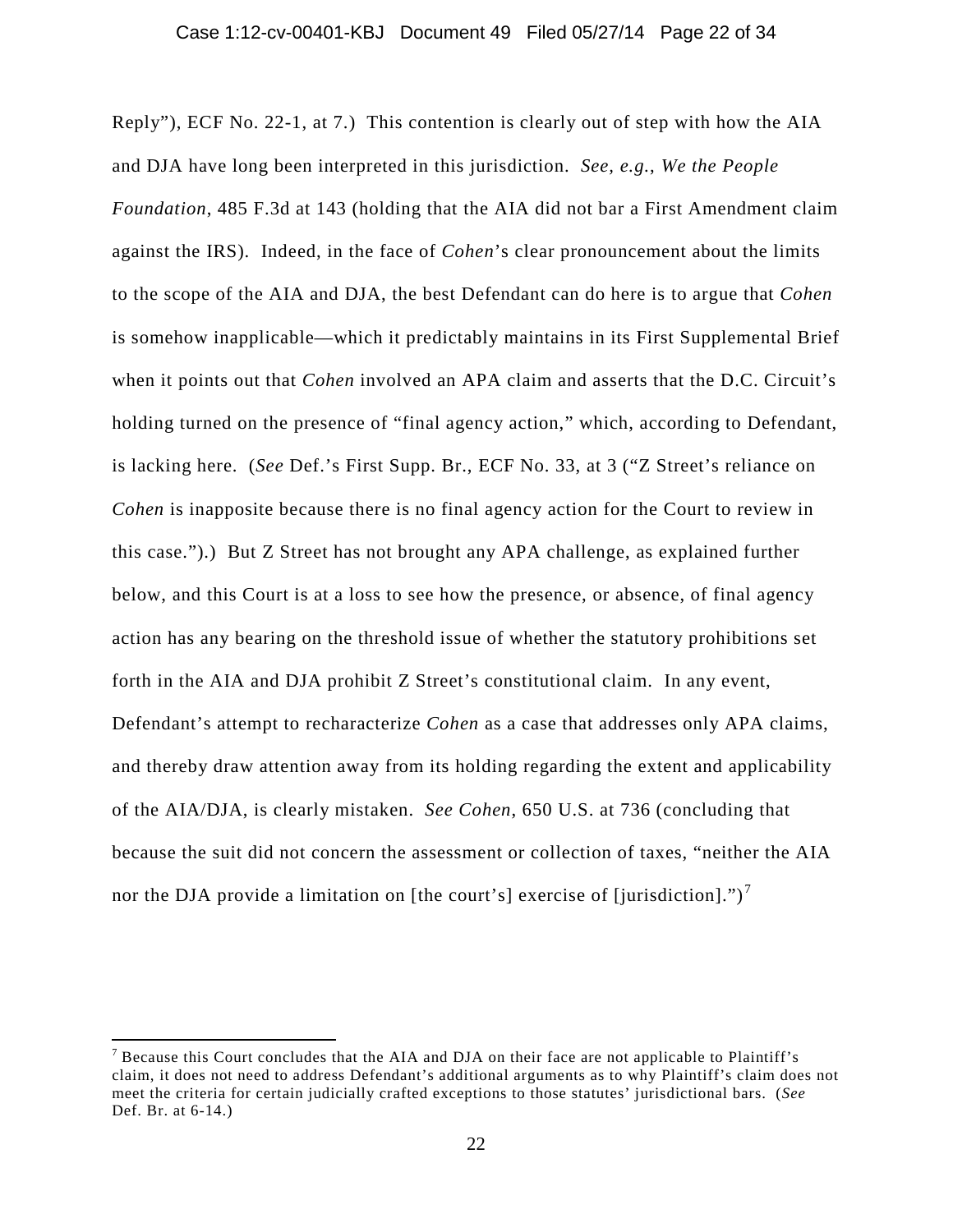Reply"), ECF No. 22-1, at 7.) This contention is clearly out of step with how the AIA and DJA have long been interpreted in this jurisdiction. *See, e.g.*, *We the People Foundation*, 485 F.3d at 143 (holding that the AIA did not bar a First Amendment claim against the IRS). Indeed, in the face of *Cohen*'s clear pronouncement about the limits to the scope of the AIA and DJA, the best Defendant can do here is to argue that *Cohen* is somehow inapplicable—which it predictably maintains in its First Supplemental Brief when it points out that *Cohen* involved an APA claim and asserts that the D.C. Circuit's holding turned on the presence of "final agency action," which, according to Defendant, is lacking here. (*See* Def.'s First Supp. Br., ECF No. 33, at 3 ("Z Street's reliance on *Cohen* is inapposite because there is no final agency action for the Court to review in this case.").) But Z Street has not brought any APA challenge, as explained further below, and this Court is at a loss to see how the presence, or absence, of final agency action has any bearing on the threshold issue of whether the statutory prohibitions set forth in the AIA and DJA prohibit Z Street's constitutional claim. In any event, Defendant's attempt to recharacterize *Cohen* as a case that addresses only APA claims, and thereby draw attention away from its holding regarding the extent and applicability of the AIA/DJA, is clearly mistaken. *See Cohen*, 650 U.S. at 736 (concluding that because the suit did not concern the assessment or collection of taxes, "neither the AIA nor the DJA provide a limitation on [the court's] exercise of [jurisdiction].")[7]

---

[7] Because this Court concludes that the AIA and DJA on their face are not applicable to Plaintiff's claim, it does not need to address Defendant's additional arguments as to why Plaintiff's claim does not meet the criteria for certain judicially crafted exceptions to those statutes' jurisdictional bars. (*See* Def. Br. at 6-14.)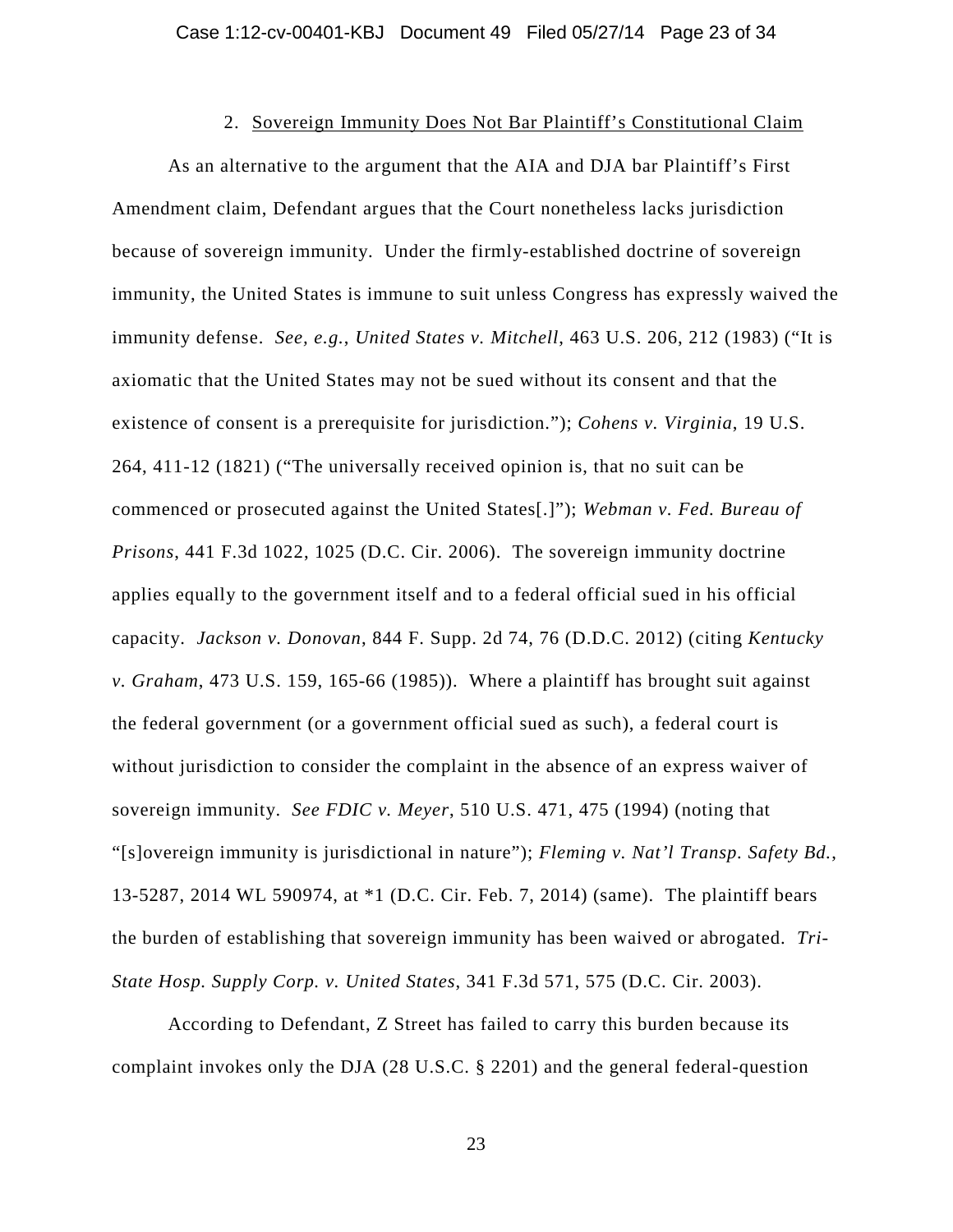### 2. Sovereign Immunity Does Not Bar Plaintiff's Constitutional Claim

As an alternative to the argument that the AIA and DJA bar Plaintiff's First Amendment claim, Defendant argues that the Court nonetheless lacks jurisdiction because of sovereign immunity. Under the firmly-established doctrine of sovereign immunity, the United States is immune to suit unless Congress has expressly waived the immunity defense. *See, e.g.*, *United States v. Mitchell*, 463 U.S. 206, 212 (1983) ("It is axiomatic that the United States may not be sued without its consent and that the existence of consent is a prerequisite for jurisdiction."); *Cohens v. Virginia*, 19 U.S. 264, 411-12 (1821) ("The universally received opinion is, that no suit can be commenced or prosecuted against the United States[.]"); *Webman v. Fed. Bureau of Prisons*, 441 F.3d 1022, 1025 (D.C. Cir. 2006). The sovereign immunity doctrine applies equally to the government itself and to a federal official sued in his official capacity. *Jackson v. Donovan*, 844 F. Supp. 2d 74, 76 (D.D.C. 2012) (citing *Kentucky v. Graham*, 473 U.S. 159, 165-66 (1985)). Where a plaintiff has brought suit against the federal government (or a government official sued as such), a federal court is without jurisdiction to consider the complaint in the absence of an express waiver of sovereign immunity. *See FDIC v. Meyer*, 510 U.S. 471, 475 (1994) (noting that "[s]overeign immunity is jurisdictional in nature"); *Fleming v. Nat'l Transp. Safety Bd.*, 13-5287, 2014 WL 590974, at *1 (D.C. Cir. Feb. 7, 2014) (same). The plaintiff bears the burden of establishing that sovereign immunity has been waived or abrogated. *Tri-State Hosp. Supply Corp. v. United States*, 341 F.3d 571, 575 (D.C. Cir. 2003).

According to Defendant, Z Street has failed to carry this burden because its complaint invokes only the DJA (28 U.S.C. § 2201) and the general federal-question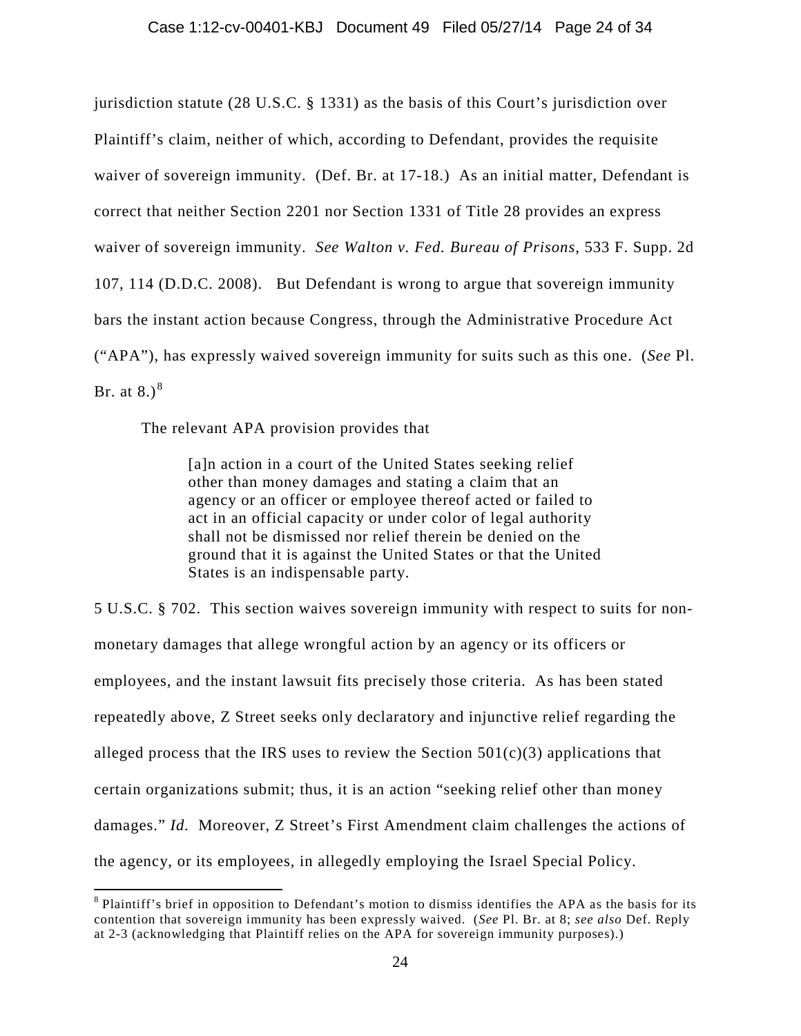jurisdiction statute (28 U.S.C. § 1331) as the basis of this Court's jurisdiction over Plaintiff's claim, neither of which, according to Defendant, provides the requisite waiver of sovereign immunity. (Def. Br. at 17-18.) As an initial matter, Defendant is correct that neither Section 2201 nor Section 1331 of Title 28 provides an express waiver of sovereign immunity. *See Walton v. Fed. Bureau of Prisons*, 533 F. Supp. 2d 107, 114 (D.D.C. 2008). But Defendant is wrong to argue that sovereign immunity bars the instant action because Congress, through the Administrative Procedure Act ("APA"), has expressly waived sovereign immunity for suits such as this one. (*See* Pl. Br. at 8.)[8]

The relevant APA provision provides that

> [a]n action in a court of the United States seeking relief other than money damages and stating a claim that an agency or an officer or employee thereof acted or failed to act in an official capacity or under color of legal authority shall not be dismissed nor relief therein be denied on the ground that it is against the United States or that the United States is an indispensable party.

5 U.S.C. § 702. This section waives sovereign immunity with respect to suits for non-monetary damages that allege wrongful action by an agency or its officers or employees, and the instant lawsuit fits precisely those criteria. As has been stated repeatedly above, Z Street seeks only declaratory and injunctive relief regarding the alleged process that the IRS uses to review the Section 501(c)(3) applications that certain organizations submit; thus, it is an action "seeking relief other than money damages." *Id.* Moreover, Z Street's First Amendment claim challenges the actions of the agency, or its employees, in allegedly employing the Israel Special Policy.

---

[8] Plaintiff's brief in opposition to Defendant's motion to dismiss identifies the APA as the basis for its contention that sovereign immunity has been expressly waived. (*See* Pl. Br. at 8; *see also* Def. Reply at 2-3 (acknowledging that Plaintiff relies on the APA for sovereign immunity purposes).)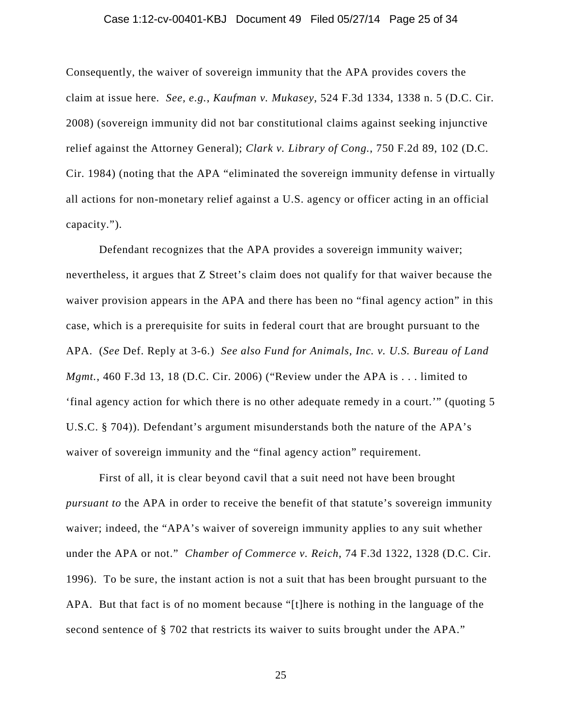Consequently, the waiver of sovereign immunity that the APA provides covers the claim at issue here. *See, e.g.*, *Kaufman v. Mukasey*, 524 F.3d 1334, 1338 n. 5 (D.C. Cir. 2008) (sovereign immunity did not bar constitutional claims against seeking injunctive relief against the Attorney General); *Clark v. Library of Cong.*, 750 F.2d 89, 102 (D.C. Cir. 1984) (noting that the APA "eliminated the sovereign immunity defense in virtually all actions for non-monetary relief against a U.S. agency or officer acting in an official capacity.").

Defendant recognizes that the APA provides a sovereign immunity waiver; nevertheless, it argues that Z Street's claim does not qualify for that waiver because the waiver provision appears in the APA and there has been no "final agency action" in this case, which is a prerequisite for suits in federal court that are brought pursuant to the APA. (*See* Def. Reply at 3-6.) *See also Fund for Animals, Inc. v. U.S. Bureau of Land Mgmt.*, 460 F.3d 13, 18 (D.C. Cir. 2006) ("Review under the APA is . . . limited to 'final agency action for which there is no other adequate remedy in a court.'" (quoting 5 U.S.C. § 704)). Defendant's argument misunderstands both the nature of the APA's waiver of sovereign immunity and the "final agency action" requirement.

First of all, it is clear beyond cavil that a suit need not have been brought *pursuant to* the APA in order to receive the benefit of that statute's sovereign immunity waiver; indeed, the "APA's waiver of sovereign immunity applies to any suit whether under the APA or not." *Chamber of Commerce v. Reich*, 74 F.3d 1322, 1328 (D.C. Cir. 1996). To be sure, the instant action is not a suit that has been brought pursuant to the APA. But that fact is of no moment because "[t]here is nothing in the language of the second sentence of § 702 that restricts its waiver to suits brought under the APA."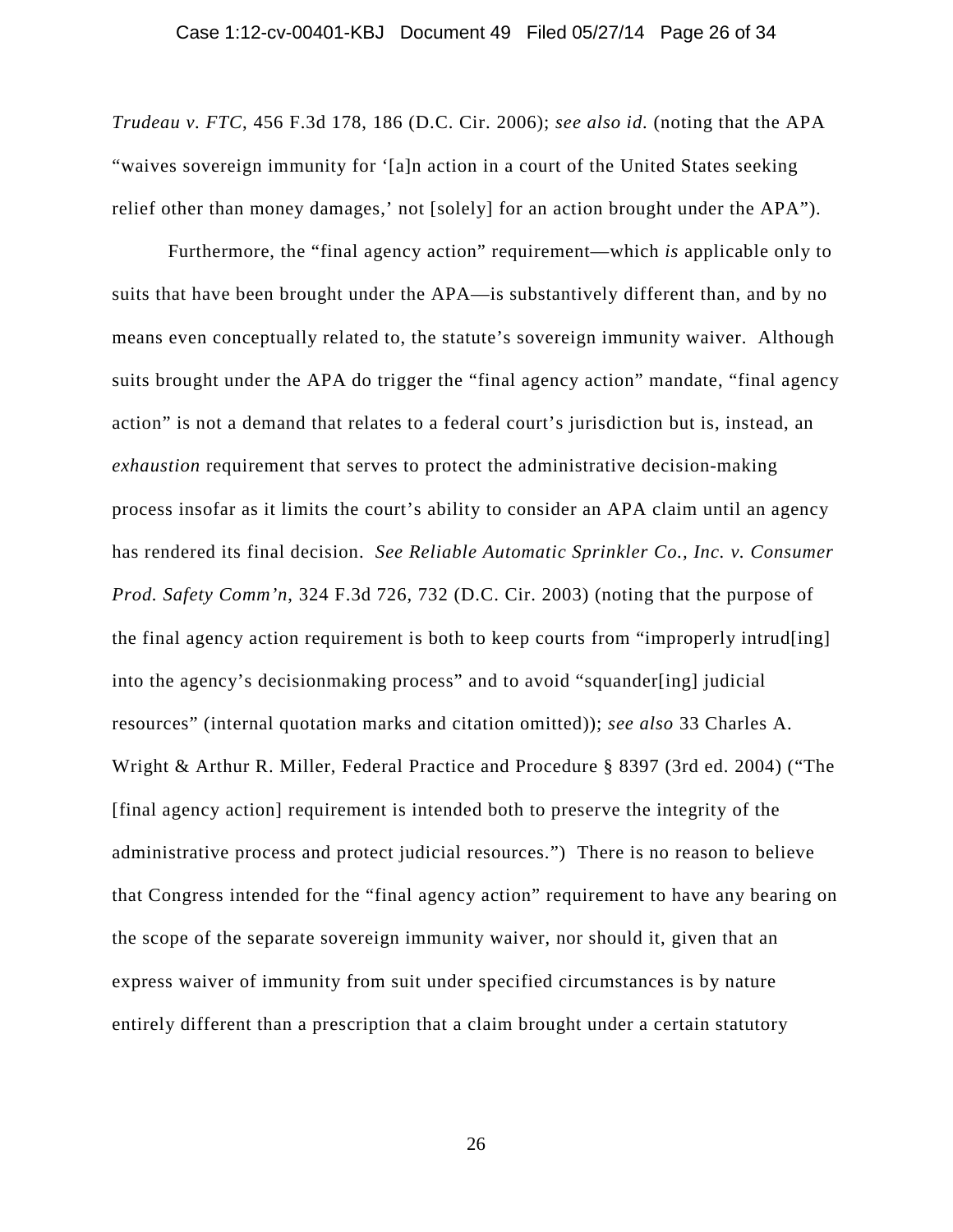*Trudeau v. FTC*, 456 F.3d 178, 186 (D.C. Cir. 2006); *see also id.* (noting that the APA "waives sovereign immunity for '[a]n action in a court of the United States seeking relief other than money damages,' not [solely] for an action brought under the APA").

Furthermore, the "final agency action" requirement—which *is* applicable only to suits that have been brought under the APA—is substantively different than, and by no means even conceptually related to, the statute's sovereign immunity waiver. Although suits brought under the APA do trigger the "final agency action" mandate, "final agency action" is not a demand that relates to a federal court's jurisdiction but is, instead, an *exhaustion* requirement that serves to protect the administrative decision-making process insofar as it limits the court's ability to consider an APA claim until an agency has rendered its final decision. *See Reliable Automatic Sprinkler Co., Inc. v. Consumer Prod. Safety Comm'n*, 324 F.3d 726, 732 (D.C. Cir. 2003) (noting that the purpose of the final agency action requirement is both to keep courts from "improperly intrud[ing] into the agency's decisionmaking process" and to avoid "squander[ing] judicial resources" (internal quotation marks and citation omitted)); *see also* 33 Charles A. Wright & Arthur R. Miller, Federal Practice and Procedure § 8397 (3rd ed. 2004) ("The [final agency action] requirement is intended both to preserve the integrity of the administrative process and protect judicial resources.") There is no reason to believe that Congress intended for the "final agency action" requirement to have any bearing on the scope of the separate sovereign immunity waiver, nor should it, given that an express waiver of immunity from suit under specified circumstances is by nature entirely different than a prescription that a claim brought under a certain statutory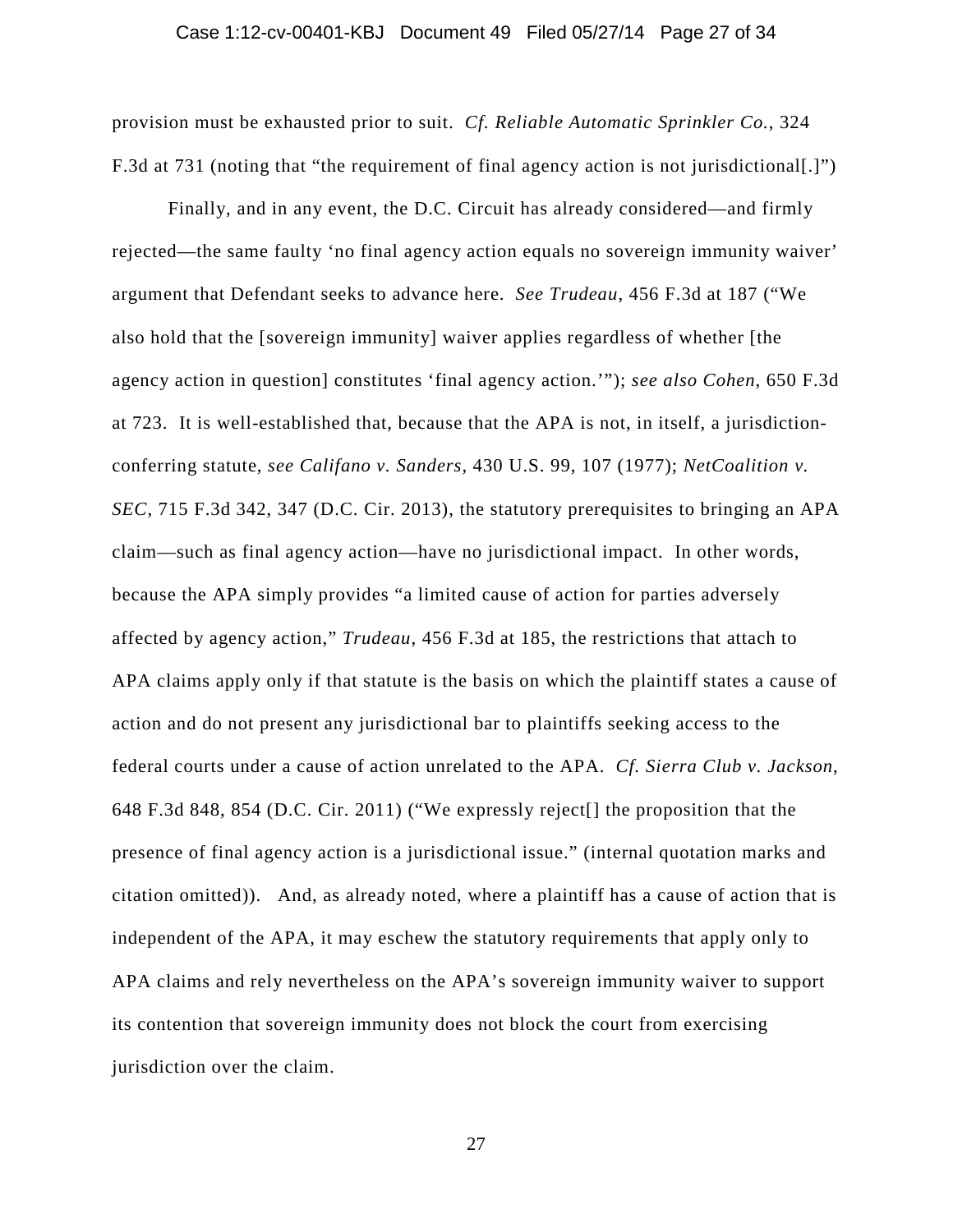provision must be exhausted prior to suit. *Cf. Reliable Automatic Sprinkler Co.*, 324 F.3d at 731 (noting that "the requirement of final agency action is not jurisdictional[.]")

Finally, and in any event, the D.C. Circuit has already considered—and firmly rejected—the same faulty 'no final agency action equals no sovereign immunity waiver' argument that Defendant seeks to advance here. *See Trudeau*, 456 F.3d at 187 ("We also hold that the [sovereign immunity] waiver applies regardless of whether [the agency action in question] constitutes 'final agency action.'"); *see also Cohen*, 650 F.3d at 723. It is well-established that, because that the APA is not, in itself, a jurisdiction-conferring statute, *see Califano v. Sanders*, 430 U.S. 99, 107 (1977); *NetCoalition v. SEC*, 715 F.3d 342, 347 (D.C. Cir. 2013), the statutory prerequisites to bringing an APA claim—such as final agency action—have no jurisdictional impact. In other words, because the APA simply provides "a limited cause of action for parties adversely affected by agency action," *Trudeau*, 456 F.3d at 185, the restrictions that attach to APA claims apply only if that statute is the basis on which the plaintiff states a cause of action and do not present any jurisdictional bar to plaintiffs seeking access to the federal courts under a cause of action unrelated to the APA. *Cf. Sierra Club v. Jackson*, 648 F.3d 848, 854 (D.C. Cir. 2011) ("We expressly reject[] the proposition that the presence of final agency action is a jurisdictional issue." (internal quotation marks and citation omitted)). And, as already noted, where a plaintiff has a cause of action that is independent of the APA, it may eschew the statutory requirements that apply only to APA claims and rely nevertheless on the APA's sovereign immunity waiver to support its contention that sovereign immunity does not block the court from exercising jurisdiction over the claim.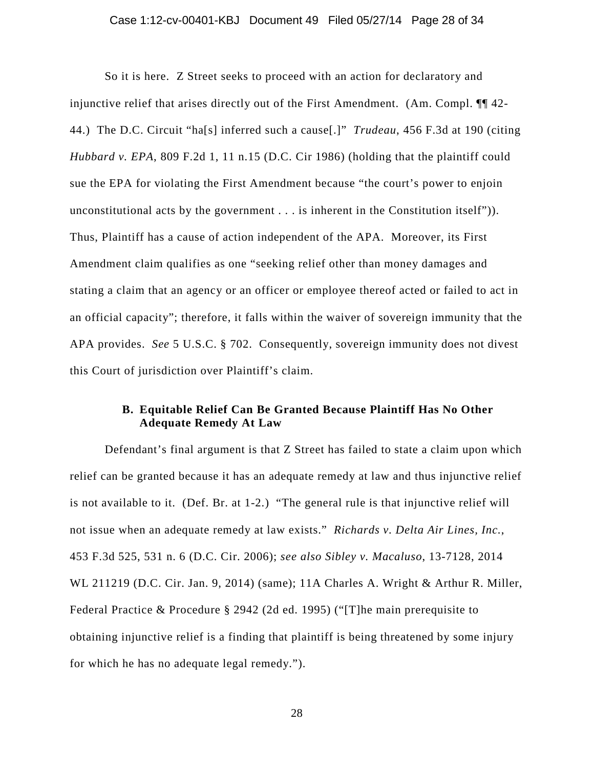So it is here. Z Street seeks to proceed with an action for declaratory and injunctive relief that arises directly out of the First Amendment. (Am. Compl. ¶¶ 42-44.) The D.C. Circuit "ha[s] inferred such a cause[.]" *Trudeau*, 456 F.3d at 190 (citing *Hubbard v. EPA*, 809 F.2d 1, 11 n.15 (D.C. Cir 1986) (holding that the plaintiff could sue the EPA for violating the First Amendment because "the court's power to enjoin unconstitutional acts by the government . . . is inherent in the Constitution itself")). Thus, Plaintiff has a cause of action independent of the APA. Moreover, its First Amendment claim qualifies as one "seeking relief other than money damages and stating a claim that an agency or an officer or employee thereof acted or failed to act in an official capacity"; therefore, it falls within the waiver of sovereign immunity that the APA provides. *See* 5 U.S.C. § 702. Consequently, sovereign immunity does not divest this Court of jurisdiction over Plaintiff's claim.

### B. Equitable Relief Can Be Granted Because Plaintiff Has No Other Adequate Remedy At Law

Defendant's final argument is that Z Street has failed to state a claim upon which relief can be granted because it has an adequate remedy at law and thus injunctive relief is not available to it. (Def. Br. at 1-2.) "The general rule is that injunctive relief will not issue when an adequate remedy at law exists." *Richards v. Delta Air Lines, Inc.*, 453 F.3d 525, 531 n. 6 (D.C. Cir. 2006); *see also Sibley v. Macaluso*, 13-7128, 2014 WL 211219 (D.C. Cir. Jan. 9, 2014) (same); 11A Charles A. Wright & Arthur R. Miller, Federal Practice & Procedure § 2942 (2d ed. 1995) ("[T]he main prerequisite to obtaining injunctive relief is a finding that plaintiff is being threatened by some injury for which he has no adequate legal remedy.").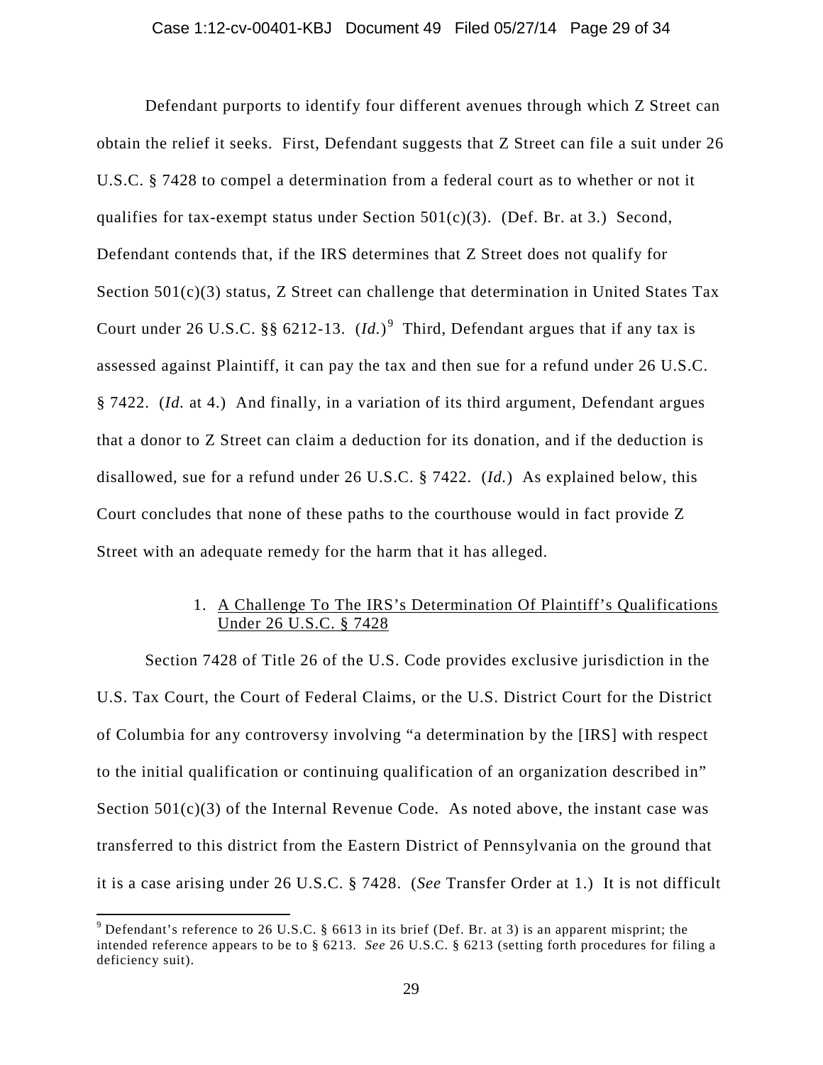Defendant purports to identify four different avenues through which Z Street can obtain the relief it seeks. First, Defendant suggests that Z Street can file a suit under 26 U.S.C. § 7428 to compel a determination from a federal court as to whether or not it qualifies for tax-exempt status under Section 501(c)(3). (Def. Br. at 3.) Second, Defendant contends that, if the IRS determines that Z Street does not qualify for Section 501(c)(3) status, Z Street can challenge that determination in United States Tax Court under 26 U.S.C. §§ 6212-13. (*Id.*)[9] Third, Defendant argues that if any tax is assessed against Plaintiff, it can pay the tax and then sue for a refund under 26 U.S.C. § 7422. (*Id.* at 4.) And finally, in a variation of its third argument, Defendant argues that a donor to Z Street can claim a deduction for its donation, and if the deduction is disallowed, sue for a refund under 26 U.S.C. § 7422. (*Id.*) As explained below, this Court concludes that none of these paths to the courthouse would in fact provide Z Street with an adequate remedy for the harm that it has alleged.

1. <u>A Challenge To The IRS's Determination Of Plaintiff's Qualifications Under 26 U.S.C. § 7428</u>

Section 7428 of Title 26 of the U.S. Code provides exclusive jurisdiction in the U.S. Tax Court, the Court of Federal Claims, or the U.S. District Court for the District of Columbia for any controversy involving "a determination by the [IRS] with respect to the initial qualification or continuing qualification of an organization described in" Section 501(c)(3) of the Internal Revenue Code. As noted above, the instant case was transferred to this district from the Eastern District of Pennsylvania on the ground that it is a case arising under 26 U.S.C. § 7428. (*See* Transfer Order at 1.) It is not difficult

[9] Defendant's reference to 26 U.S.C. § 6613 in its brief (Def. Br. at 3) is an apparent misprint; the intended reference appears to be to § 6213. *See* 26 U.S.C. § 6213 (setting forth procedures for filing a deficiency suit).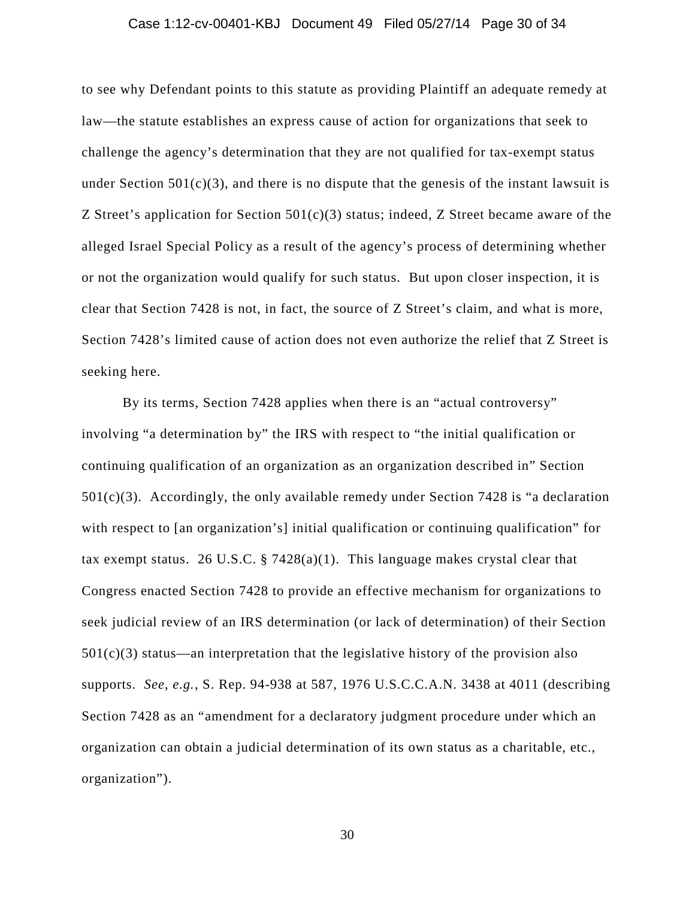to see why Defendant points to this statute as providing Plaintiff an adequate remedy at law—the statute establishes an express cause of action for organizations that seek to challenge the agency's determination that they are not qualified for tax-exempt status under Section 501(c)(3), and there is no dispute that the genesis of the instant lawsuit is Z Street's application for Section 501(c)(3) status; indeed, Z Street became aware of the alleged Israel Special Policy as a result of the agency's process of determining whether or not the organization would qualify for such status. But upon closer inspection, it is clear that Section 7428 is not, in fact, the source of Z Street's claim, and what is more, Section 7428's limited cause of action does not even authorize the relief that Z Street is seeking here.

By its terms, Section 7428 applies when there is an "actual controversy" involving "a determination by" the IRS with respect to "the initial qualification or continuing qualification of an organization as an organization described in" Section 501(c)(3). Accordingly, the only available remedy under Section 7428 is "a declaration with respect to [an organization's] initial qualification or continuing qualification" for tax exempt status. 26 U.S.C. § 7428(a)(1). This language makes crystal clear that Congress enacted Section 7428 to provide an effective mechanism for organizations to seek judicial review of an IRS determination (or lack of determination) of their Section 501(c)(3) status—an interpretation that the legislative history of the provision also supports. *See*, *e.g.*, S. Rep. 94-938 at 587, 1976 U.S.C.C.A.N. 3438 at 4011 (describing Section 7428 as an "amendment for a declaratory judgment procedure under which an organization can obtain a judicial determination of its own status as a charitable, etc., organization").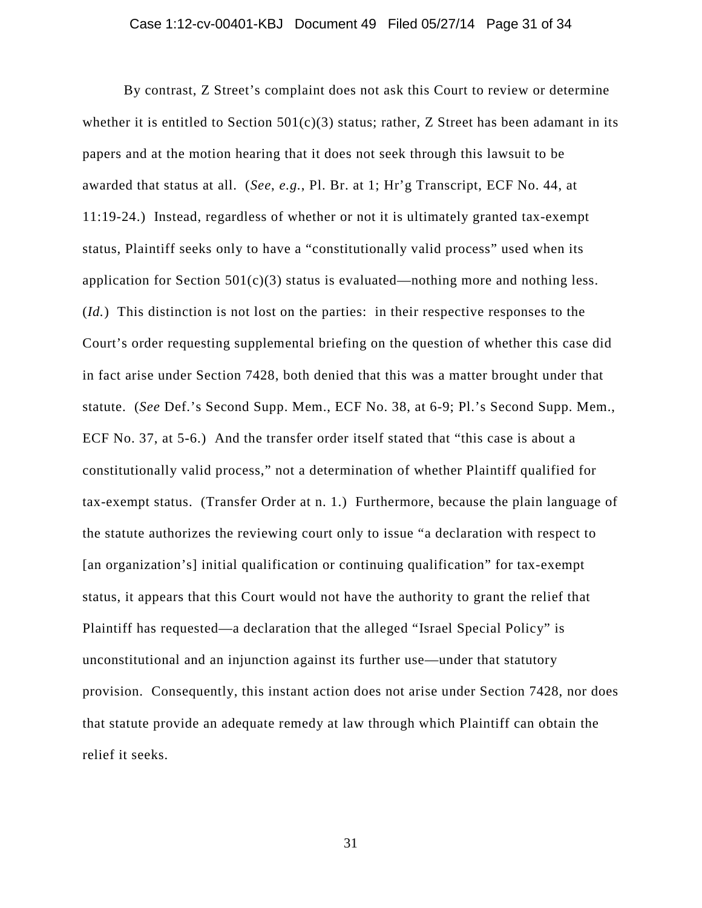By contrast, Z Street's complaint does not ask this Court to review or determine whether it is entitled to Section 501(c)(3) status; rather, Z Street has been adamant in its papers and at the motion hearing that it does not seek through this lawsuit to be awarded that status at all. (*See, e.g.*, Pl. Br. at 1; Hr'g Transcript, ECF No. 44, at 11:19-24.) Instead, regardless of whether or not it is ultimately granted tax-exempt status, Plaintiff seeks only to have a "constitutionally valid process" used when its application for Section 501(c)(3) status is evaluated—nothing more and nothing less. (*Id.*) This distinction is not lost on the parties: in their respective responses to the Court's order requesting supplemental briefing on the question of whether this case did in fact arise under Section 7428, both denied that this was a matter brought under that statute. (*See* Def.'s Second Supp. Mem., ECF No. 38, at 6-9; Pl.'s Second Supp. Mem., ECF No. 37, at 5-6.) And the transfer order itself stated that "this case is about a constitutionally valid process," not a determination of whether Plaintiff qualified for tax-exempt status. (Transfer Order at n. 1.) Furthermore, because the plain language of the statute authorizes the reviewing court only to issue "a declaration with respect to [an organization's] initial qualification or continuing qualification" for tax-exempt status, it appears that this Court would not have the authority to grant the relief that Plaintiff has requested—a declaration that the alleged "Israel Special Policy" is unconstitutional and an injunction against its further use—under that statutory provision. Consequently, this instant action does not arise under Section 7428, nor does that statute provide an adequate remedy at law through which Plaintiff can obtain the relief it seeks.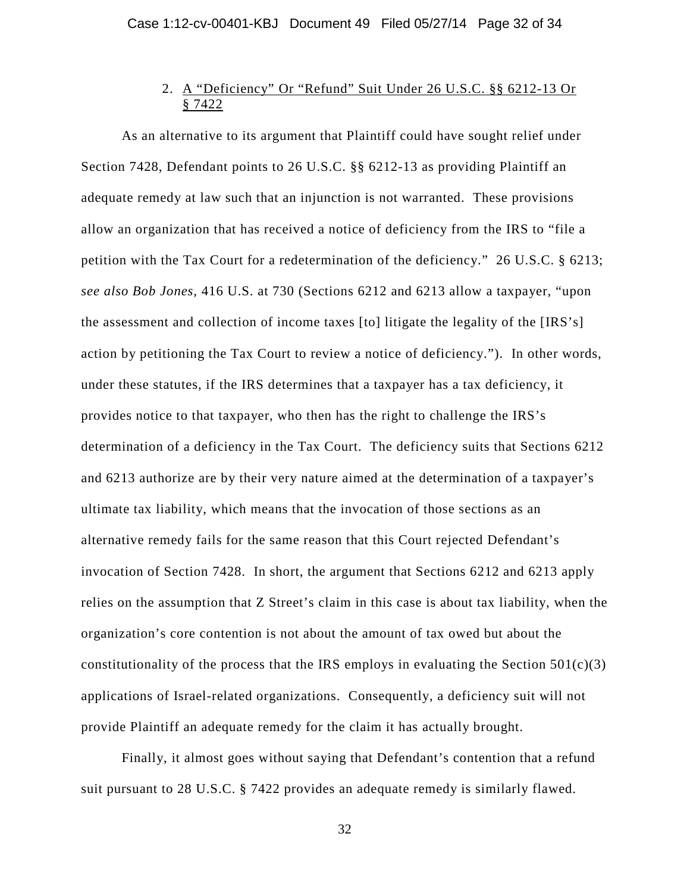### 2. A "Deficiency" Or "Refund" Suit Under 26 U.S.C. §§ 6212-13 Or § 7422

As an alternative to its argument that Plaintiff could have sought relief under Section 7428, Defendant points to 26 U.S.C. §§ 6212-13 as providing Plaintiff an adequate remedy at law such that an injunction is not warranted. These provisions allow an organization that has received a notice of deficiency from the IRS to "file a petition with the Tax Court for a redetermination of the deficiency." 26 U.S.C. § 6213; *see also Bob Jones*, 416 U.S. at 730 (Sections 6212 and 6213 allow a taxpayer, "upon the assessment and collection of income taxes [to] litigate the legality of the [IRS's] action by petitioning the Tax Court to review a notice of deficiency."). In other words, under these statutes, if the IRS determines that a taxpayer has a tax deficiency, it provides notice to that taxpayer, who then has the right to challenge the IRS's determination of a deficiency in the Tax Court. The deficiency suits that Sections 6212 and 6213 authorize are by their very nature aimed at the determination of a taxpayer's ultimate tax liability, which means that the invocation of those sections as an alternative remedy fails for the same reason that this Court rejected Defendant's invocation of Section 7428. In short, the argument that Sections 6212 and 6213 apply relies on the assumption that Z Street's claim in this case is about tax liability, when the organization's core contention is not about the amount of tax owed but about the constitutionality of the process that the IRS employs in evaluating the Section 501(c)(3) applications of Israel-related organizations. Consequently, a deficiency suit will not provide Plaintiff an adequate remedy for the claim it has actually brought.

Finally, it almost goes without saying that Defendant's contention that a refund suit pursuant to 28 U.S.C. § 7422 provides an adequate remedy is similarly flawed.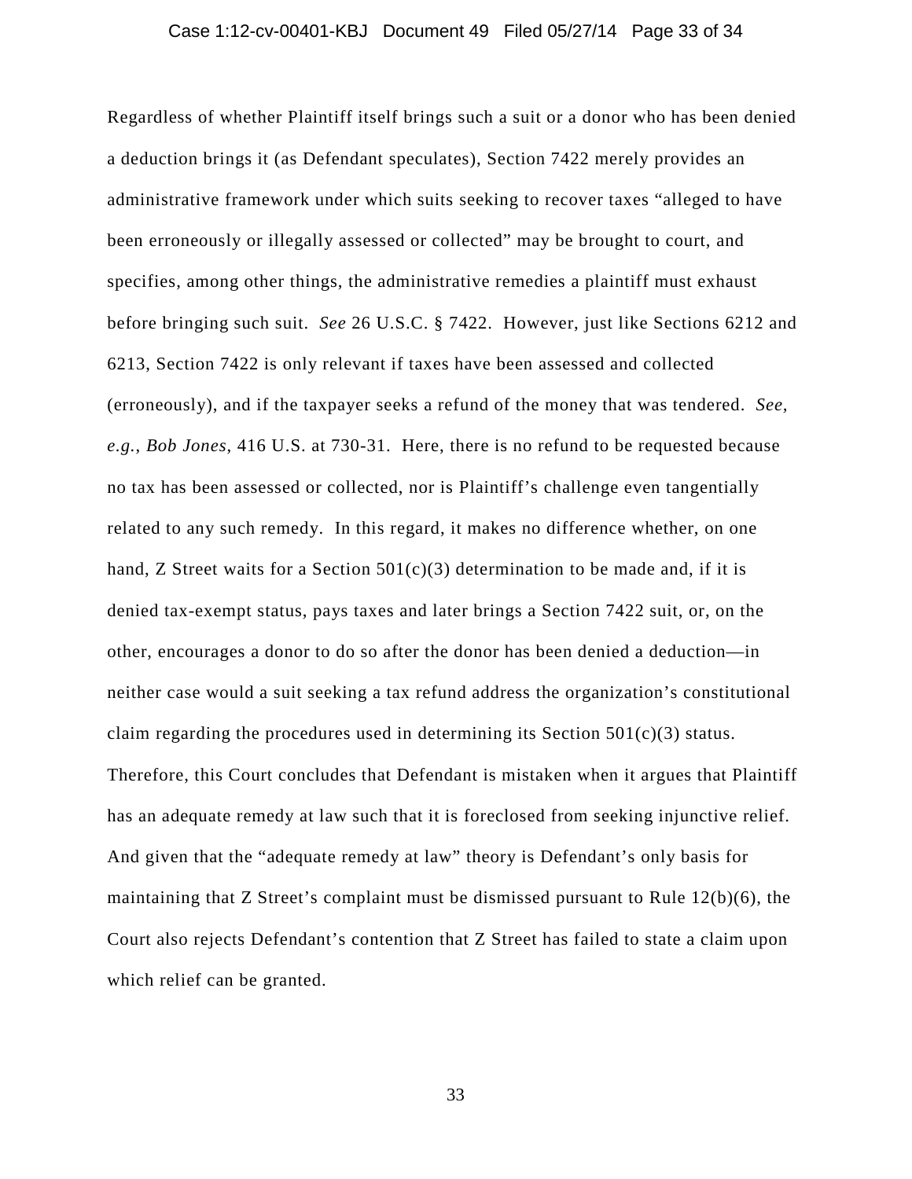Regardless of whether Plaintiff itself brings such a suit or a donor who has been denied a deduction brings it (as Defendant speculates), Section 7422 merely provides an administrative framework under which suits seeking to recover taxes "alleged to have been erroneously or illegally assessed or collected" may be brought to court, and specifies, among other things, the administrative remedies a plaintiff must exhaust before bringing such suit. *See* 26 U.S.C. § 7422. However, just like Sections 6212 and 6213, Section 7422 is only relevant if taxes have been assessed and collected (erroneously), and if the taxpayer seeks a refund of the money that was tendered. *See, e.g.*, *Bob Jones*, 416 U.S. at 730-31. Here, there is no refund to be requested because no tax has been assessed or collected, nor is Plaintiff's challenge even tangentially related to any such remedy. In this regard, it makes no difference whether, on one hand, Z Street waits for a Section 501(c)(3) determination to be made and, if it is denied tax-exempt status, pays taxes and later brings a Section 7422 suit, or, on the other, encourages a donor to do so after the donor has been denied a deduction—in neither case would a suit seeking a tax refund address the organization's constitutional claim regarding the procedures used in determining its Section 501(c)(3) status. Therefore, this Court concludes that Defendant is mistaken when it argues that Plaintiff has an adequate remedy at law such that it is foreclosed from seeking injunctive relief. And given that the "adequate remedy at law" theory is Defendant's only basis for maintaining that Z Street's complaint must be dismissed pursuant to Rule 12(b)(6), the Court also rejects Defendant's contention that Z Street has failed to state a claim upon which relief can be granted.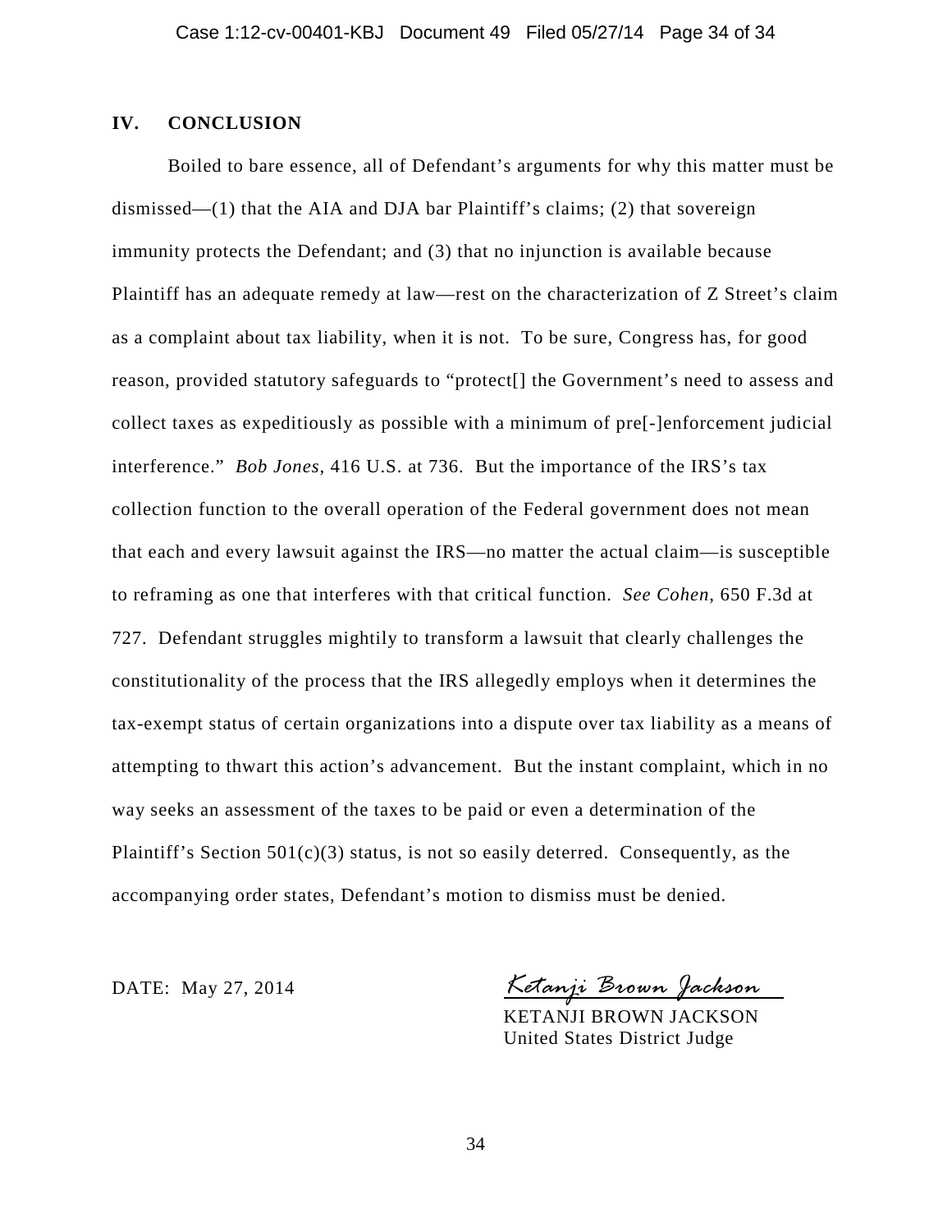## IV. CONCLUSION

Boiled to bare essence, all of Defendant's arguments for why this matter must be dismissed—(1) that the AIA and DJA bar Plaintiff's claims; (2) that sovereign immunity protects the Defendant; and (3) that no injunction is available because Plaintiff has an adequate remedy at law—rest on the characterization of Z Street's claim as a complaint about tax liability, when it is not. To be sure, Congress has, for good reason, provided statutory safeguards to "protect[] the Government's need to assess and collect taxes as expeditiously as possible with a minimum of pre[-]enforcement judicial interference." *Bob Jones*, 416 U.S. at 736. But the importance of the IRS's tax collection function to the overall operation of the Federal government does not mean that each and every lawsuit against the IRS—no matter the actual claim—is susceptible to reframing as one that interferes with that critical function. *See Cohen*, 650 F.3d at 727. Defendant struggles mightily to transform a lawsuit that clearly challenges the constitutionality of the process that the IRS allegedly employs when it determines the tax-exempt status of certain organizations into a dispute over tax liability as a means of attempting to thwart this action's advancement. But the instant complaint, which in no way seeks an assessment of the taxes to be paid or even a determination of the Plaintiff's Section 501(c)(3) status, is not so easily deterred. Consequently, as the accompanying order states, Defendant's motion to dismiss must be denied.

DATE: May 27, 2014

*Ketanji Brown Jackson*
KETANJI BROWN JACKSON
United States District Judge